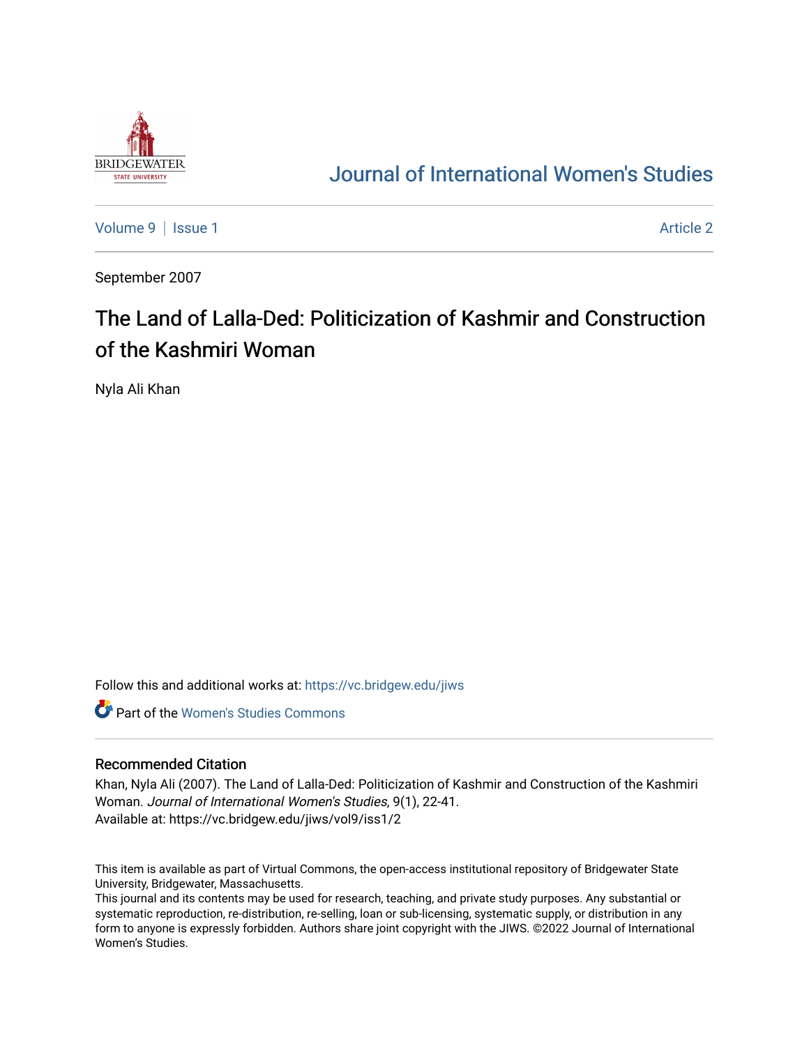# Journal of International Women's Studies

Volume 9 | Issue 1 Article 2

September 2007

## The Land of Lalla-Ded: Politicization of Kashmir and Construction of the Kashmiri Woman

Nyla Ali Khan

Follow this and additional works at: https://vc.bridgew.edu/jiws

Part of the Women's Studies Commons

### Recommended Citation

Khan, Nyla Ali (2007). The Land of Lalla-Ded: Politicization of Kashmir and Construction of the Kashmiri Woman. *Journal of International Women's Studies*, 9(1), 22-41.
Available at: https://vc.bridgew.edu/jiws/vol9/iss1/2

This item is available as part of Virtual Commons, the open-access institutional repository of Bridgewater State University, Bridgewater, Massachusetts.
This journal and its contents may be used for research, teaching, and private study purposes. Any substantial or systematic reproduction, re-distribution, re-selling, loan or sub-licensing, systematic supply, or distribution in any form to anyone is expressly forbidden. Authors share joint copyright with the JIWS. ©2022 Journal of International Women's Studies.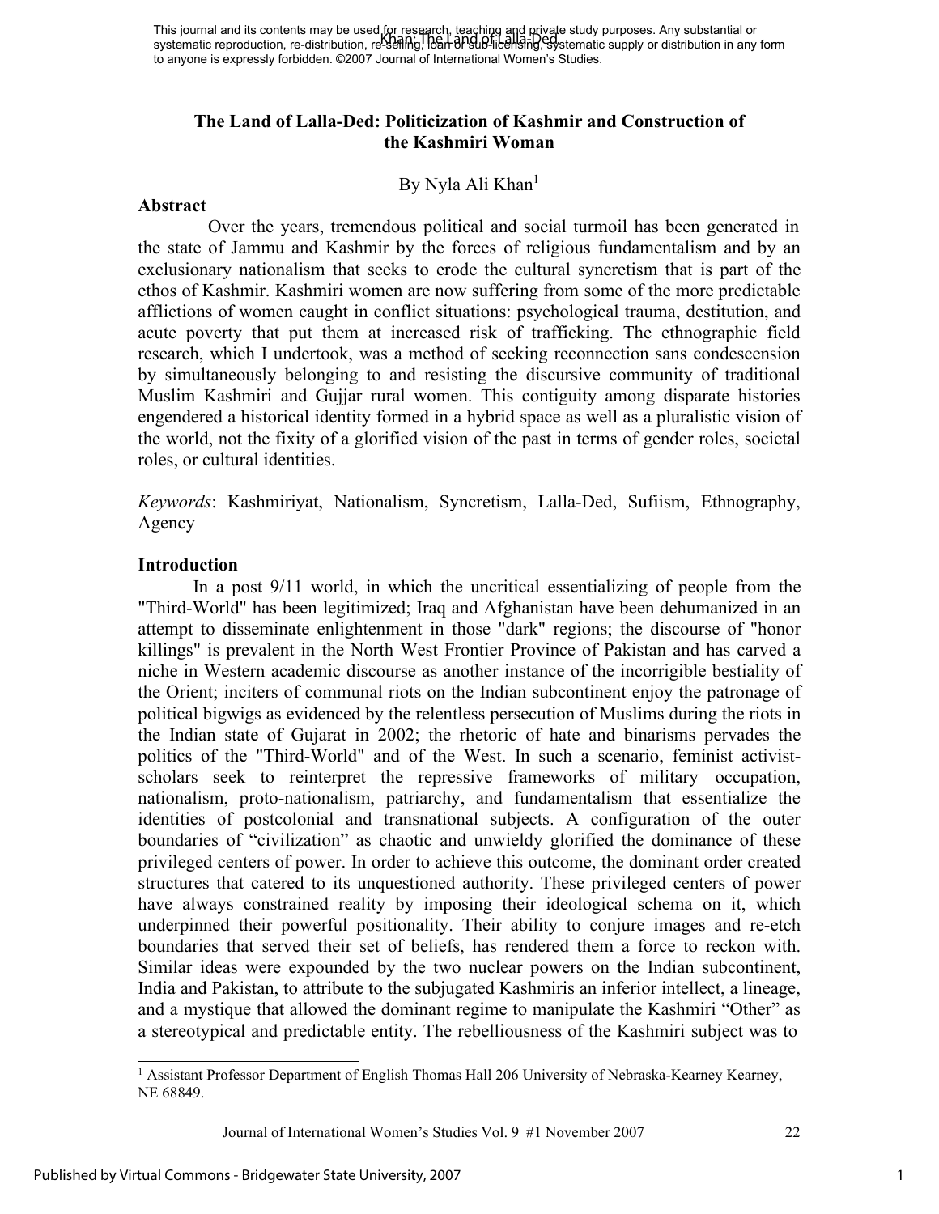This journal and its contents may be used for research, teaching and private study purposes. Any substantial or systematic reproduction, re-distribution, re-selling, loan or sub-licensing, systematic supply or distribution in any form to anyone is expressly forbidden. ©2007 Journal of International Women's Studies.

# The Land of Lalla-Ded: Politicization of Kashmir and Construction of the Kashmiri Woman

By Nyla Ali Khan[1]

## Abstract

Over the years, tremendous political and social turmoil has been generated in the state of Jammu and Kashmir by the forces of religious fundamentalism and by an exclusionary nationalism that seeks to erode the cultural syncretism that is part of the ethos of Kashmir. Kashmiri women are now suffering from some of the more predictable afflictions of women caught in conflict situations: psychological trauma, destitution, and acute poverty that put them at increased risk of trafficking. The ethnographic field research, which I undertook, was a method of seeking reconnection sans condescension by simultaneously belonging to and resisting the discursive community of traditional Muslim Kashmiri and Gujjar rural women. This contiguity among disparate histories engendered a historical identity formed in a hybrid space as well as a pluralistic vision of the world, not the fixity of a glorified vision of the past in terms of gender roles, societal roles, or cultural identities.

*Keywords*: Kashmiriyat, Nationalism, Syncretism, Lalla-Ded, Sufiism, Ethnography, Agency

## Introduction

In a post 9/11 world, in which the uncritical essentializing of people from the "Third-World" has been legitimized; Iraq and Afghanistan have been dehumanized in an attempt to disseminate enlightenment in those "dark" regions; the discourse of "honor killings" is prevalent in the North West Frontier Province of Pakistan and has carved a niche in Western academic discourse as another instance of the incorrigible bestiality of the Orient; inciters of communal riots on the Indian subcontinent enjoy the patronage of political bigwigs as evidenced by the relentless persecution of Muslims during the riots in the Indian state of Gujarat in 2002; the rhetoric of hate and binarisms pervades the politics of the "Third-World" and of the West. In such a scenario, feminist activist-scholars seek to reinterpret the repressive frameworks of military occupation, nationalism, proto-nationalism, patriarchy, and fundamentalism that essentialize the identities of postcolonial and transnational subjects. A configuration of the outer boundaries of "civilization" as chaotic and unwieldy glorified the dominance of these privileged centers of power. In order to achieve this outcome, the dominant order created structures that catered to its unquestioned authority. These privileged centers of power have always constrained reality by imposing their ideological schema on it, which underpinned their powerful positionality. Their ability to conjure images and re-etch boundaries that served their set of beliefs, has rendered them a force to reckon with. Similar ideas were expounded by the two nuclear powers on the Indian subcontinent, India and Pakistan, to attribute to the subjugated Kashmiris an inferior intellect, a lineage, and a mystique that allowed the dominant regime to manipulate the Kashmiri "Other" as a stereotypical and predictable entity. The rebelliousness of the Kashmiri subject was to

[1] Assistant Professor Department of English Thomas Hall 206 University of Nebraska-Kearney Kearney, NE 68849.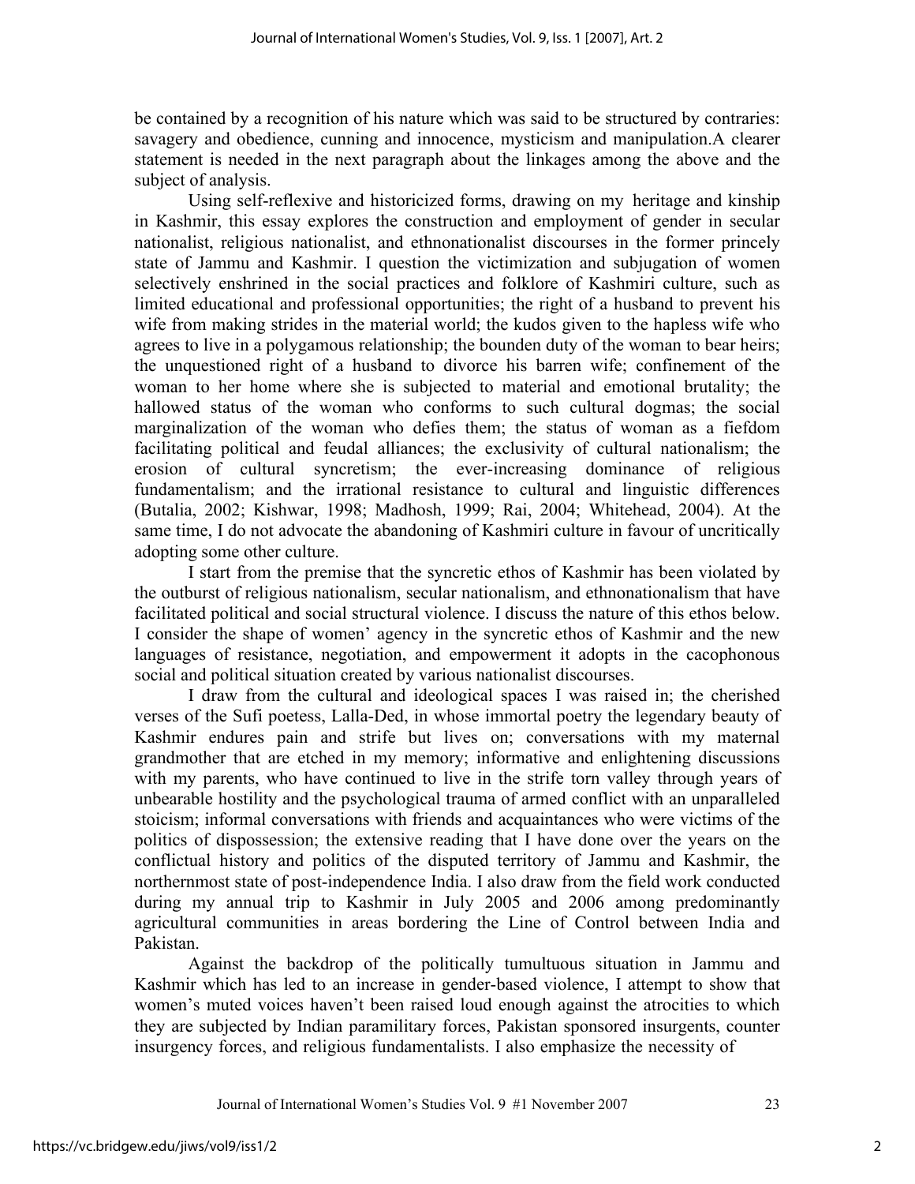be contained by a recognition of his nature which was said to be structured by contraries: savagery and obedience, cunning and innocence, mysticism and manipulation.A clearer statement is needed in the next paragraph about the linkages among the above and the subject of analysis.

Using self-reflexive and historicized forms, drawing on my heritage and kinship in Kashmir, this essay explores the construction and employment of gender in secular nationalist, religious nationalist, and ethnonationalist discourses in the former princely state of Jammu and Kashmir. I question the victimization and subjugation of women selectively enshrined in the social practices and folklore of Kashmiri culture, such as limited educational and professional opportunities; the right of a husband to prevent his wife from making strides in the material world; the kudos given to the hapless wife who agrees to live in a polygamous relationship; the bounden duty of the woman to bear heirs; the unquestioned right of a husband to divorce his barren wife; confinement of the woman to her home where she is subjected to material and emotional brutality; the hallowed status of the woman who conforms to such cultural dogmas; the social marginalization of the woman who defies them; the status of woman as a fiefdom facilitating political and feudal alliances; the exclusivity of cultural nationalism; the erosion of cultural syncretism; the ever-increasing dominance of religious fundamentalism; and the irrational resistance to cultural and linguistic differences (Butalia, 2002; Kishwar, 1998; Madhosh, 1999; Rai, 2004; Whitehead, 2004). At the same time, I do not advocate the abandoning of Kashmiri culture in favour of uncritically adopting some other culture.

I start from the premise that the syncretic ethos of Kashmir has been violated by the outburst of religious nationalism, secular nationalism, and ethnonationalism that have facilitated political and social structural violence. I discuss the nature of this ethos below. I consider the shape of women' agency in the syncretic ethos of Kashmir and the new languages of resistance, negotiation, and empowerment it adopts in the cacophonous social and political situation created by various nationalist discourses.

I draw from the cultural and ideological spaces I was raised in; the cherished verses of the Sufi poetess, Lalla-Ded, in whose immortal poetry the legendary beauty of Kashmir endures pain and strife but lives on; conversations with my maternal grandmother that are etched in my memory; informative and enlightening discussions with my parents, who have continued to live in the strife torn valley through years of unbearable hostility and the psychological trauma of armed conflict with an unparalleled stoicism; informal conversations with friends and acquaintances who were victims of the politics of dispossession; the extensive reading that I have done over the years on the conflictual history and politics of the disputed territory of Jammu and Kashmir, the northernmost state of post-independence India. I also draw from the field work conducted during my annual trip to Kashmir in July 2005 and 2006 among predominantly agricultural communities in areas bordering the Line of Control between India and Pakistan.

Against the backdrop of the politically tumultuous situation in Jammu and Kashmir which has led to an increase in gender-based violence, I attempt to show that women's muted voices haven't been raised loud enough against the atrocities to which they are subjected by Indian paramilitary forces, Pakistan sponsored insurgents, counter insurgency forces, and religious fundamentalists. I also emphasize the necessity of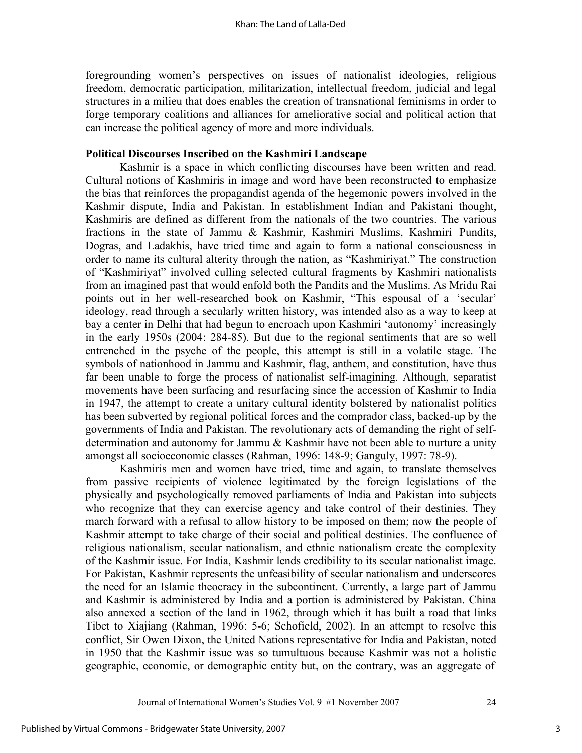foregrounding women's perspectives on issues of nationalist ideologies, religious freedom, democratic participation, militarization, intellectual freedom, judicial and legal structures in a milieu that does enables the creation of transnational feminisms in order to forge temporary coalitions and alliances for ameliorative social and political action that can increase the political agency of more and more individuals.

**Political Discourses Inscribed on the Kashmiri Landscape**

Kashmir is a space in which conflicting discourses have been written and read. Cultural notions of Kashmiris in image and word have been reconstructed to emphasize the bias that reinforces the propagandist agenda of the hegemonic powers involved in the Kashmir dispute, India and Pakistan. In establishment Indian and Pakistani thought, Kashmiris are defined as different from the nationals of the two countries. The various fractions in the state of Jammu & Kashmir, Kashmiri Muslims, Kashmiri Pundits, Dogras, and Ladakhis, have tried time and again to form a national consciousness in order to name its cultural alterity through the nation, as "Kashmiriyat." The construction of "Kashmiriyat" involved culling selected cultural fragments by Kashmiri nationalists from an imagined past that would enfold both the Pandits and the Muslims. As Mridu Rai points out in her well-researched book on Kashmir, "This espousal of a 'secular' ideology, read through a secularly written history, was intended also as a way to keep at bay a center in Delhi that had begun to encroach upon Kashmiri 'autonomy' increasingly in the early 1950s (2004: 284-85). But due to the regional sentiments that are so well entrenched in the psyche of the people, this attempt is still in a volatile stage. The symbols of nationhood in Jammu and Kashmir, flag, anthem, and constitution, have thus far been unable to forge the process of nationalist self-imagining. Although, separatist movements have been surfacing and resurfacing since the accession of Kashmir to India in 1947, the attempt to create a unitary cultural identity bolstered by nationalist politics has been subverted by regional political forces and the comprador class, backed-up by the governments of India and Pakistan. The revolutionary acts of demanding the right of self-determination and autonomy for Jammu & Kashmir have not been able to nurture a unity amongst all socioeconomic classes (Rahman, 1996: 148-9; Ganguly, 1997: 78-9).

Kashmiris men and women have tried, time and again, to translate themselves from passive recipients of violence legitimated by the foreign legislations of the physically and psychologically removed parliaments of India and Pakistan into subjects who recognize that they can exercise agency and take control of their destinies. They march forward with a refusal to allow history to be imposed on them; now the people of Kashmir attempt to take charge of their social and political destinies. The confluence of religious nationalism, secular nationalism, and ethnic nationalism create the complexity of the Kashmir issue. For India, Kashmir lends credibility to its secular nationalist image. For Pakistan, Kashmir represents the unfeasibility of secular nationalism and underscores the need for an Islamic theocracy in the subcontinent. Currently, a large part of Jammu and Kashmir is administered by India and a portion is administered by Pakistan. China also annexed a section of the land in 1962, through which it has built a road that links Tibet to Xiajiang (Rahman, 1996: 5-6; Schofield, 2002). In an attempt to resolve this conflict, Sir Owen Dixon, the United Nations representative for India and Pakistan, noted in 1950 that the Kashmir issue was so tumultuous because Kashmir was not a holistic geographic, economic, or demographic entity but, on the contrary, was an aggregate of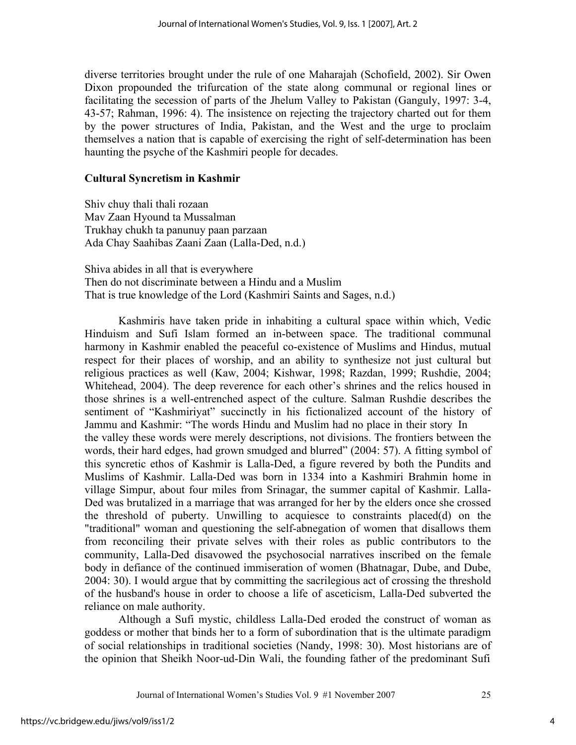diverse territories brought under the rule of one Maharajah (Schofield, 2002). Sir Owen Dixon propounded the trifurcation of the state along communal or regional lines or facilitating the secession of parts of the Jhelum Valley to Pakistan (Ganguly, 1997: 3-4, 43-57; Rahman, 1996: 4). The insistence on rejecting the trajectory charted out for them by the power structures of India, Pakistan, and the West and the urge to proclaim themselves a nation that is capable of exercising the right of self-determination has been haunting the psyche of the Kashmiri people for decades.

## Cultural Syncretism in Kashmir

Shiv chuy thali thali rozaan  
Mav Zaan Hyound ta Mussalman  
Trukhay chukh ta panunuy paan parzaan  
Ada Chay Saahibas Zaani Zaan (Lalla-Ded, n.d.)

Shiva abides in all that is everywhere  
Then do not discriminate between a Hindu and a Muslim  
That is true knowledge of the Lord (Kashmiri Saints and Sages, n.d.)

Kashmiris have taken pride in inhabiting a cultural space within which, Vedic Hinduism and Sufi Islam formed an in-between space. The traditional communal harmony in Kashmir enabled the peaceful co-existence of Muslims and Hindus, mutual respect for their places of worship, and an ability to synthesize not just cultural but religious practices as well (Kaw, 2004; Kishwar, 1998; Razdan, 1999; Rushdie, 2004; Whitehead, 2004). The deep reverence for each other's shrines and the relics housed in those shrines is a well-entrenched aspect of the culture. Salman Rushdie describes the sentiment of "Kashmiriyat" succinctly in his fictionalized account of the history of Jammu and Kashmir: "The words Hindu and Muslim had no place in their story In the valley these words were merely descriptions, not divisions. The frontiers between the words, their hard edges, had grown smudged and blurred" (2004: 57). A fitting symbol of this syncretic ethos of Kashmir is Lalla-Ded, a figure revered by both the Pundits and Muslims of Kashmir. Lalla-Ded was born in 1334 into a Kashmiri Brahmin home in village Simpur, about four miles from Srinagar, the summer capital of Kashmir. Lalla-Ded was brutalized in a marriage that was arranged for her by the elders once she crossed the threshold of puberty. Unwilling to acquiesce to constraints placed(d) on the "traditional" woman and questioning the self-abnegation of women that disallows them from reconciling their private selves with their roles as public contributors to the community, Lalla-Ded disavowed the psychosocial narratives inscribed on the female body in defiance of the continued immiseration of women (Bhatnagar, Dube, and Dube, 2004: 30). I would argue that by committing the sacrilegious act of crossing the threshold of the husband's house in order to choose a life of asceticism, Lalla-Ded subverted the reliance on male authority.

Although a Sufi mystic, childless Lalla-Ded eroded the construct of woman as goddess or mother that binds her to a form of subordination that is the ultimate paradigm of social relationships in traditional societies (Nandy, 1998: 30). Most historians are of the opinion that Sheikh Noor-ud-Din Wali, the founding father of the predominant Sufi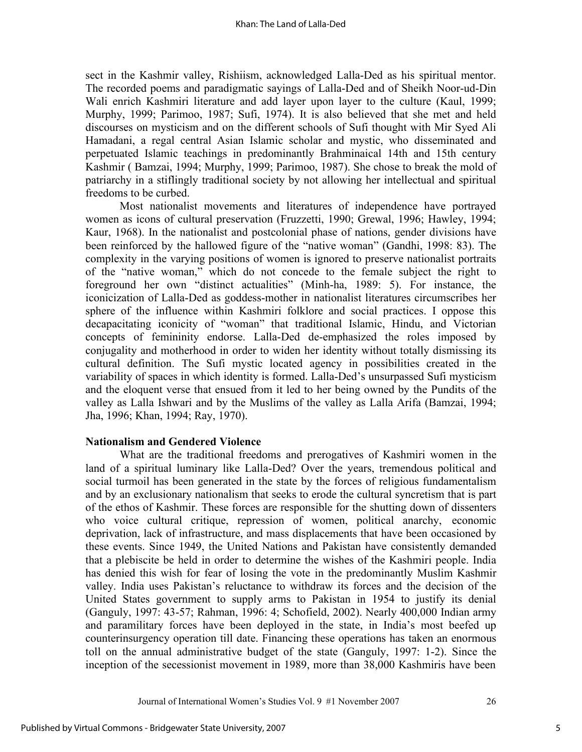sect in the Kashmir valley, Rishiism, acknowledged Lalla-Ded as his spiritual mentor. The recorded poems and paradigmatic sayings of Lalla-Ded and of Sheikh Noor-ud-Din Wali enrich Kashmiri literature and add layer upon layer to the culture (Kaul, 1999; Murphy, 1999; Parimoo, 1987; Sufi, 1974). It is also believed that she met and held discourses on mysticism and on the different schools of Sufi thought with Mir Syed Ali Hamadani, a regal central Asian Islamic scholar and mystic, who disseminated and perpetuated Islamic teachings in predominantly Brahminaical 14th and 15th century Kashmir ( Bamzai, 1994; Murphy, 1999; Parimoo, 1987). She chose to break the mold of patriarchy in a stiflingly traditional society by not allowing her intellectual and spiritual freedoms to be curbed.

Most nationalist movements and literatures of independence have portrayed women as icons of cultural preservation (Fruzzetti, 1990; Grewal, 1996; Hawley, 1994; Kaur, 1968). In the nationalist and postcolonial phase of nations, gender divisions have been reinforced by the hallowed figure of the "native woman" (Gandhi, 1998: 83). The complexity in the varying positions of women is ignored to preserve nationalist portraits of the "native woman," which do not concede to the female subject the right to foreground her own "distinct actualities" (Minh-ha, 1989: 5). For instance, the iconicization of Lalla-Ded as goddess-mother in nationalist literatures circumscribes her sphere of the influence within Kashmiri folklore and social practices. I oppose this decapacitating iconicity of "woman" that traditional Islamic, Hindu, and Victorian concepts of femininity endorse. Lalla-Ded de-emphasized the roles imposed by conjugality and motherhood in order to widen her identity without totally dismissing its cultural definition. The Sufi mystic located agency in possibilities created in the variability of spaces in which identity is formed. Lalla-Ded's unsurpassed Sufi mysticism and the eloquent verse that ensued from it led to her being owned by the Pundits of the valley as Lalla Ishwari and by the Muslims of the valley as Lalla Arifa (Bamzai, 1994; Jha, 1996; Khan, 1994; Ray, 1970).

### Nationalism and Gendered Violence

What are the traditional freedoms and prerogatives of Kashmiri women in the land of a spiritual luminary like Lalla-Ded? Over the years, tremendous political and social turmoil has been generated in the state by the forces of religious fundamentalism and by an exclusionary nationalism that seeks to erode the cultural syncretism that is part of the ethos of Kashmir. These forces are responsible for the shutting down of dissenters who voice cultural critique, repression of women, political anarchy, economic deprivation, lack of infrastructure, and mass displacements that have been occasioned by these events. Since 1949, the United Nations and Pakistan have consistently demanded that a plebiscite be held in order to determine the wishes of the Kashmiri people. India has denied this wish for fear of losing the vote in the predominantly Muslim Kashmir valley. India uses Pakistan's reluctance to withdraw its forces and the decision of the United States government to supply arms to Pakistan in 1954 to justify its denial (Ganguly, 1997: 43-57; Rahman, 1996: 4; Schofield, 2002). Nearly 400,000 Indian army and paramilitary forces have been deployed in the state, in India's most beefed up counterinsurgency operation till date. Financing these operations has taken an enormous toll on the annual administrative budget of the state (Ganguly, 1997: 1-2). Since the inception of the secessionist movement in 1989, more than 38,000 Kashmiris have been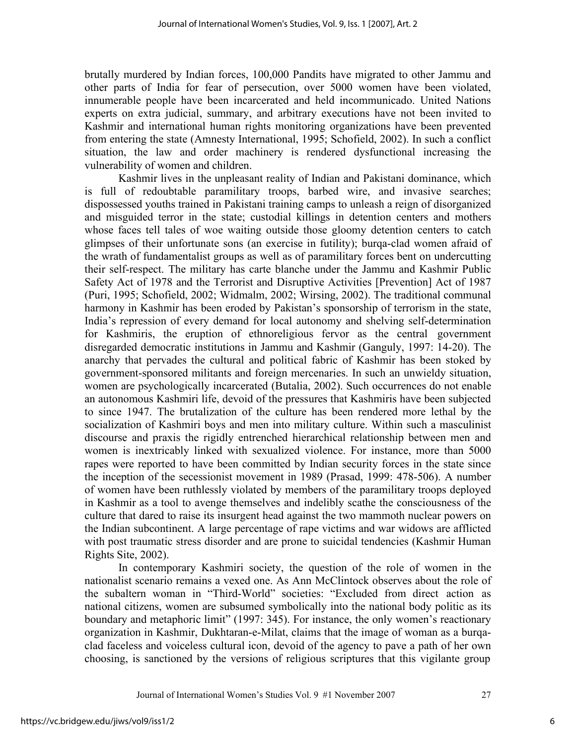brutally murdered by Indian forces, 100,000 Pandits have migrated to other Jammu and other parts of India for fear of persecution, over 5000 women have been violated, innumerable people have been incarcerated and held incommunicado. United Nations experts on extra judicial, summary, and arbitrary executions have not been invited to Kashmir and international human rights monitoring organizations have been prevented from entering the state (Amnesty International, 1995; Schofield, 2002). In such a conflict situation, the law and order machinery is rendered dysfunctional increasing the vulnerability of women and children.

Kashmir lives in the unpleasant reality of Indian and Pakistani dominance, which is full of redoubtable paramilitary troops, barbed wire, and invasive searches; dispossessed youths trained in Pakistani training camps to unleash a reign of disorganized and misguided terror in the state; custodial killings in detention centers and mothers whose faces tell tales of woe waiting outside those gloomy detention centers to catch glimpses of their unfortunate sons (an exercise in futility); burqa-clad women afraid of the wrath of fundamentalist groups as well as of paramilitary forces bent on undercutting their self-respect. The military has carte blanche under the Jammu and Kashmir Public Safety Act of 1978 and the Terrorist and Disruptive Activities [Prevention] Act of 1987 (Puri, 1995; Schofield, 2002; Widmalm, 2002; Wirsing, 2002). The traditional communal harmony in Kashmir has been eroded by Pakistan's sponsorship of terrorism in the state, India's repression of every demand for local autonomy and shelving self-determination for Kashmiris, the eruption of ethnoreligious fervor as the central government disregarded democratic institutions in Jammu and Kashmir (Ganguly, 1997: 14-20). The anarchy that pervades the cultural and political fabric of Kashmir has been stoked by government-sponsored militants and foreign mercenaries. In such an unwieldy situation, women are psychologically incarcerated (Butalia, 2002). Such occurrences do not enable an autonomous Kashmiri life, devoid of the pressures that Kashmiris have been subjected to since 1947. The brutalization of the culture has been rendered more lethal by the socialization of Kashmiri boys and men into military culture. Within such a masculinist discourse and praxis the rigidly entrenched hierarchical relationship between men and women is inextricably linked with sexualized violence. For instance, more than 5000 rapes were reported to have been committed by Indian security forces in the state since the inception of the secessionist movement in 1989 (Prasad, 1999: 478-506). A number of women have been ruthlessly violated by members of the paramilitary troops deployed in Kashmir as a tool to avenge themselves and indelibly scathe the consciousness of the culture that dared to raise its insurgent head against the two mammoth nuclear powers on the Indian subcontinent. A large percentage of rape victims and war widows are afflicted with post traumatic stress disorder and are prone to suicidal tendencies (Kashmir Human Rights Site, 2002).

In contemporary Kashmiri society, the question of the role of women in the nationalist scenario remains a vexed one. As Ann McClintock observes about the role of the subaltern woman in "Third-World" societies: "Excluded from direct action as national citizens, women are subsumed symbolically into the national body politic as its boundary and metaphoric limit" (1997: 345). For instance, the only women's reactionary organization in Kashmir, Dukhtaran-e-Milat, claims that the image of woman as a burqa-clad faceless and voiceless cultural icon, devoid of the agency to pave a path of her own choosing, is sanctioned by the versions of religious scriptures that this vigilante group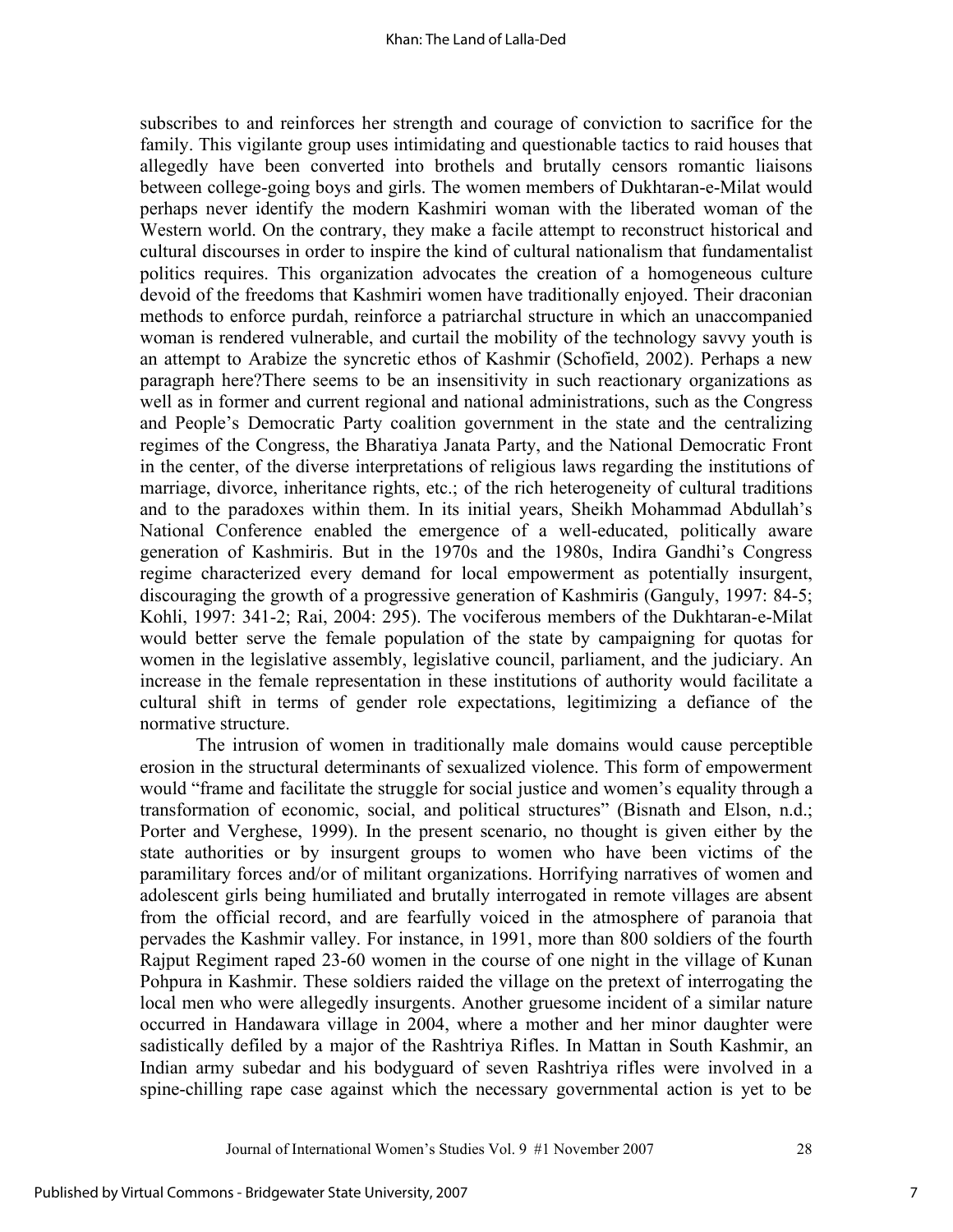subscribes to and reinforces her strength and courage of conviction to sacrifice for the family. This vigilante group uses intimidating and questionable tactics to raid houses that allegedly have been converted into brothels and brutally censors romantic liaisons between college-going boys and girls. The women members of Dukhtaran-e-Milat would perhaps never identify the modern Kashmiri woman with the liberated woman of the Western world. On the contrary, they make a facile attempt to reconstruct historical and cultural discourses in order to inspire the kind of cultural nationalism that fundamentalist politics requires. This organization advocates the creation of a homogeneous culture devoid of the freedoms that Kashmiri women have traditionally enjoyed. Their draconian methods to enforce purdah, reinforce a patriarchal structure in which an unaccompanied woman is rendered vulnerable, and curtail the mobility of the technology savvy youth is an attempt to Arabize the syncretic ethos of Kashmir (Schofield, 2002). Perhaps a new paragraph here?There seems to be an insensitivity in such reactionary organizations as well as in former and current regional and national administrations, such as the Congress and People's Democratic Party coalition government in the state and the centralizing regimes of the Congress, the Bharatiya Janata Party, and the National Democratic Front in the center, of the diverse interpretations of religious laws regarding the institutions of marriage, divorce, inheritance rights, etc.; of the rich heterogeneity of cultural traditions and to the paradoxes within them. In its initial years, Sheikh Mohammad Abdullah's National Conference enabled the emergence of a well-educated, politically aware generation of Kashmiris. But in the 1970s and the 1980s, Indira Gandhi's Congress regime characterized every demand for local empowerment as potentially insurgent, discouraging the growth of a progressive generation of Kashmiris (Ganguly, 1997: 84-5; Kohli, 1997: 341-2; Rai, 2004: 295). The vociferous members of the Dukhtaran-e-Milat would better serve the female population of the state by campaigning for quotas for women in the legislative assembly, legislative council, parliament, and the judiciary. An increase in the female representation in these institutions of authority would facilitate a cultural shift in terms of gender role expectations, legitimizing a defiance of the normative structure.

The intrusion of women in traditionally male domains would cause perceptible erosion in the structural determinants of sexualized violence. This form of empowerment would "frame and facilitate the struggle for social justice and women's equality through a transformation of economic, social, and political structures" (Bisnath and Elson, n.d.; Porter and Verghese, 1999). In the present scenario, no thought is given either by the state authorities or by insurgent groups to women who have been victims of the paramilitary forces and/or of militant organizations. Horrifying narratives of women and adolescent girls being humiliated and brutally interrogated in remote villages are absent from the official record, and are fearfully voiced in the atmosphere of paranoia that pervades the Kashmir valley. For instance, in 1991, more than 800 soldiers of the fourth Rajput Regiment raped 23-60 women in the course of one night in the village of Kunan Pohpura in Kashmir. These soldiers raided the village on the pretext of interrogating the local men who were allegedly insurgents. Another gruesome incident of a similar nature occurred in Handawara village in 2004, where a mother and her minor daughter were sadistically defiled by a major of the Rashtriya Rifles. In Mattan in South Kashmir, an Indian army subedar and his bodyguard of seven Rashtriya rifles were involved in a spine-chilling rape case against which the necessary governmental action is yet to be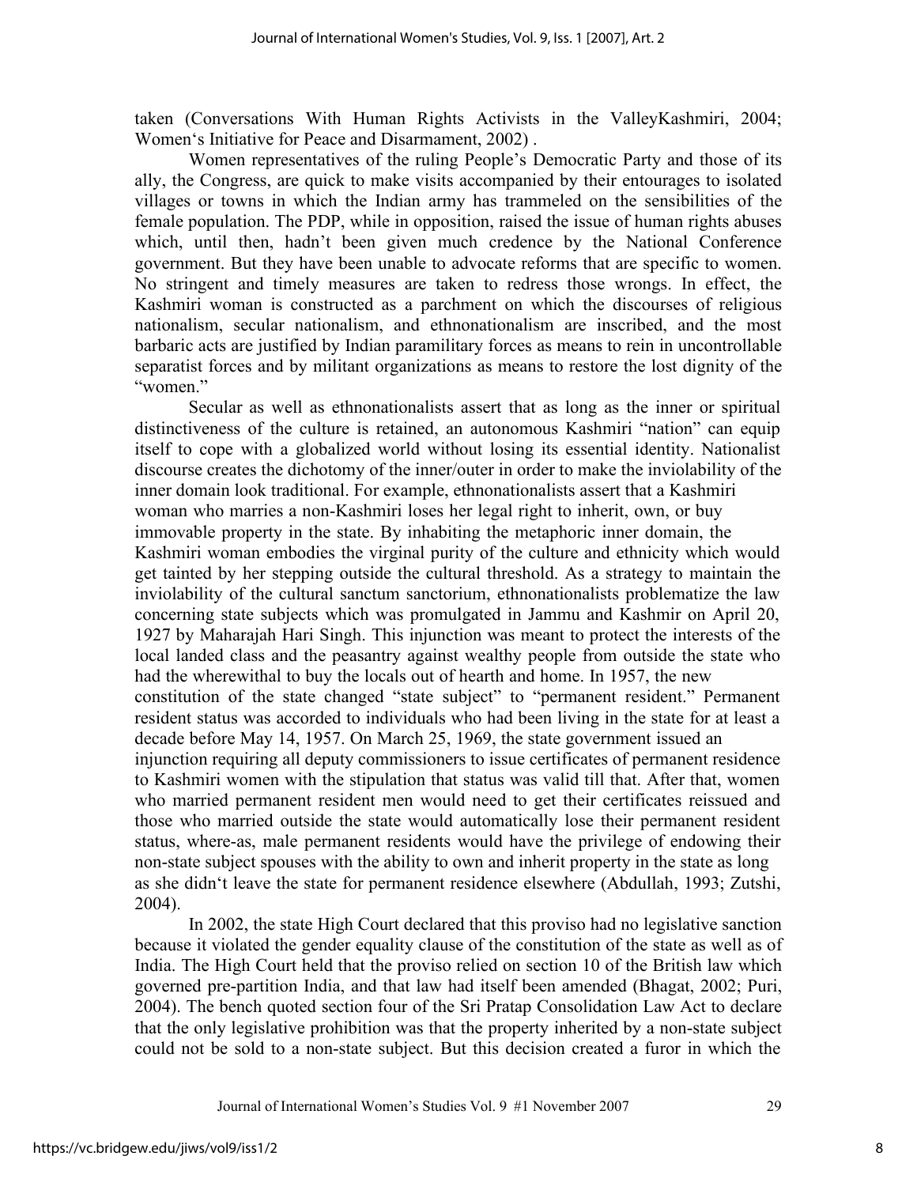taken (Conversations With Human Rights Activists in the ValleyKashmiri, 2004; Women's Initiative for Peace and Disarmament, 2002) .

Women representatives of the ruling People's Democratic Party and those of its ally, the Congress, are quick to make visits accompanied by their entourages to isolated villages or towns in which the Indian army has trammeled on the sensibilities of the female population. The PDP, while in opposition, raised the issue of human rights abuses which, until then, hadn't been given much credence by the National Conference government. But they have been unable to advocate reforms that are specific to women. No stringent and timely measures are taken to redress those wrongs. In effect, the Kashmiri woman is constructed as a parchment on which the discourses of religious nationalism, secular nationalism, and ethnonationalism are inscribed, and the most barbaric acts are justified by Indian paramilitary forces as means to rein in uncontrollable separatist forces and by militant organizations as means to restore the lost dignity of the "women."

Secular as well as ethnonationalists assert that as long as the inner or spiritual distinctiveness of the culture is retained, an autonomous Kashmiri "nation" can equip itself to cope with a globalized world without losing its essential identity. Nationalist discourse creates the dichotomy of the inner/outer in order to make the inviolability of the inner domain look traditional. For example, ethnonationalists assert that a Kashmiri woman who marries a non-Kashmiri loses her legal right to inherit, own, or buy immovable property in the state. By inhabiting the metaphoric inner domain, the Kashmiri woman embodies the virginal purity of the culture and ethnicity which would get tainted by her stepping outside the cultural threshold. As a strategy to maintain the inviolability of the cultural sanctum sanctorium, ethnonationalists problematize the law concerning state subjects which was promulgated in Jammu and Kashmir on April 20, 1927 by Maharajah Hari Singh. This injunction was meant to protect the interests of the local landed class and the peasantry against wealthy people from outside the state who had the wherewithal to buy the locals out of hearth and home. In 1957, the new constitution of the state changed "state subject" to "permanent resident." Permanent resident status was accorded to individuals who had been living in the state for at least a decade before May 14, 1957. On March 25, 1969, the state government issued an injunction requiring all deputy commissioners to issue certificates of permanent residence to Kashmiri women with the stipulation that status was valid till that. After that, women who married permanent resident men would need to get their certificates reissued and those who married outside the state would automatically lose their permanent resident status, where-as, male permanent residents would have the privilege of endowing their non-state subject spouses with the ability to own and inherit property in the state as long as she didn't leave the state for permanent residence elsewhere (Abdullah, 1993; Zutshi, 2004).

In 2002, the state High Court declared that this proviso had no legislative sanction because it violated the gender equality clause of the constitution of the state as well as of India. The High Court held that the proviso relied on section 10 of the British law which governed pre-partition India, and that law had itself been amended (Bhagat, 2002; Puri, 2004). The bench quoted section four of the Sri Pratap Consolidation Law Act to declare that the only legislative prohibition was that the property inherited by a non-state subject could not be sold to a non-state subject. But this decision created a furor in which the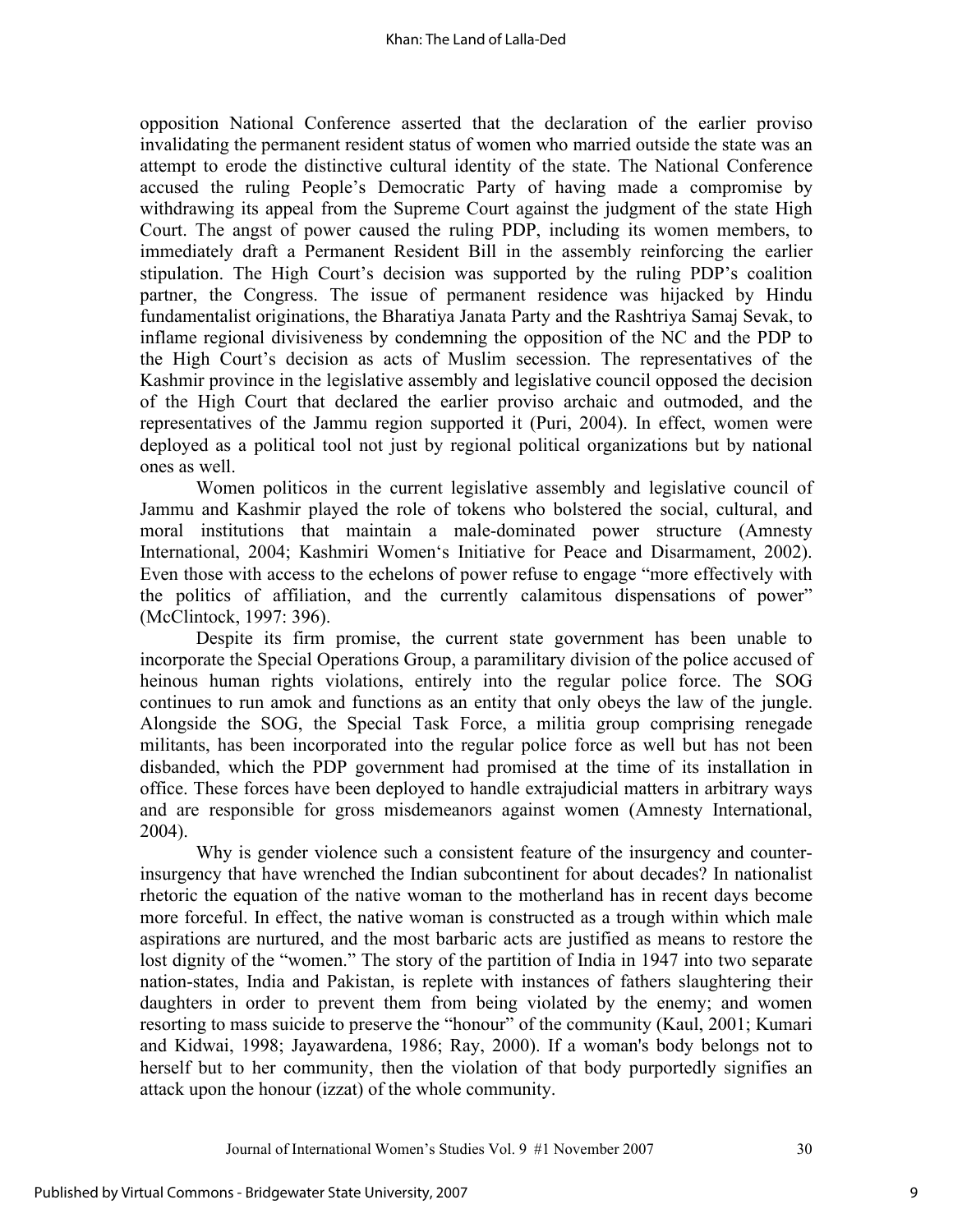opposition National Conference asserted that the declaration of the earlier proviso invalidating the permanent resident status of women who married outside the state was an attempt to erode the distinctive cultural identity of the state. The National Conference accused the ruling People's Democratic Party of having made a compromise by withdrawing its appeal from the Supreme Court against the judgment of the state High Court. The angst of power caused the ruling PDP, including its women members, to immediately draft a Permanent Resident Bill in the assembly reinforcing the earlier stipulation. The High Court's decision was supported by the ruling PDP's coalition partner, the Congress. The issue of permanent residence was hijacked by Hindu fundamentalist originations, the Bharatiya Janata Party and the Rashtriya Samaj Sevak, to inflame regional divisiveness by condemning the opposition of the NC and the PDP to the High Court's decision as acts of Muslim secession. The representatives of the Kashmir province in the legislative assembly and legislative council opposed the decision of the High Court that declared the earlier proviso archaic and outmoded, and the representatives of the Jammu region supported it (Puri, 2004). In effect, women were deployed as a political tool not just by regional political organizations but by national ones as well.

Women politicos in the current legislative assembly and legislative council of Jammu and Kashmir played the role of tokens who bolstered the social, cultural, and moral institutions that maintain a male-dominated power structure (Amnesty International, 2004; Kashmiri Women's Initiative for Peace and Disarmament, 2002). Even those with access to the echelons of power refuse to engage "more effectively with the politics of affiliation, and the currently calamitous dispensations of power" (McClintock, 1997: 396).

Despite its firm promise, the current state government has been unable to incorporate the Special Operations Group, a paramilitary division of the police accused of heinous human rights violations, entirely into the regular police force. The SOG continues to run amok and functions as an entity that only obeys the law of the jungle. Alongside the SOG, the Special Task Force, a militia group comprising renegade militants, has been incorporated into the regular police force as well but has not been disbanded, which the PDP government had promised at the time of its installation in office. These forces have been deployed to handle extrajudicial matters in arbitrary ways and are responsible for gross misdemeanors against women (Amnesty International, 2004).

Why is gender violence such a consistent feature of the insurgency and counter-insurgency that have wrenched the Indian subcontinent for about decades? In nationalist rhetoric the equation of the native woman to the motherland has in recent days become more forceful. In effect, the native woman is constructed as a trough within which male aspirations are nurtured, and the most barbaric acts are justified as means to restore the lost dignity of the "women." The story of the partition of India in 1947 into two separate nation-states, India and Pakistan, is replete with instances of fathers slaughtering their daughters in order to prevent them from being violated by the enemy; and women resorting to mass suicide to preserve the "honour" of the community (Kaul, 2001; Kumari and Kidwai, 1998; Jayawardena, 1986; Ray, 2000). If a woman's body belongs not to herself but to her community, then the violation of that body purportedly signifies an attack upon the honour (izzat) of the whole community.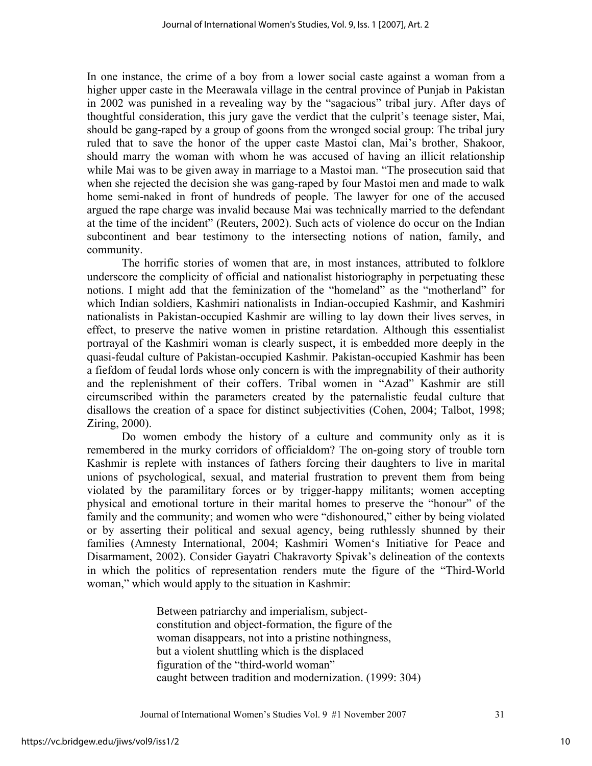In one instance, the crime of a boy from a lower social caste against a woman from a higher upper caste in the Meerawala village in the central province of Punjab in Pakistan in 2002 was punished in a revealing way by the "sagacious" tribal jury. After days of thoughtful consideration, this jury gave the verdict that the culprit's teenage sister, Mai, should be gang-raped by a group of goons from the wronged social group: The tribal jury ruled that to save the honor of the upper caste Mastoi clan, Mai's brother, Shakoor, should marry the woman with whom he was accused of having an illicit relationship while Mai was to be given away in marriage to a Mastoi man. "The prosecution said that when she rejected the decision she was gang-raped by four Mastoi men and made to walk home semi-naked in front of hundreds of people. The lawyer for one of the accused argued the rape charge was invalid because Mai was technically married to the defendant at the time of the incident" (Reuters, 2002). Such acts of violence do occur on the Indian subcontinent and bear testimony to the intersecting notions of nation, family, and community.

The horrific stories of women that are, in most instances, attributed to folklore underscore the complicity of official and nationalist historiography in perpetuating these notions. I might add that the feminization of the "homeland" as the "motherland" for which Indian soldiers, Kashmiri nationalists in Indian-occupied Kashmir, and Kashmiri nationalists in Pakistan-occupied Kashmir are willing to lay down their lives serves, in effect, to preserve the native women in pristine retardation. Although this essentialist portrayal of the Kashmiri woman is clearly suspect, it is embedded more deeply in the quasi-feudal culture of Pakistan-occupied Kashmir. Pakistan-occupied Kashmir has been a fiefdom of feudal lords whose only concern is with the impregnability of their authority and the replenishment of their coffers. Tribal women in "Azad" Kashmir are still circumscribed within the parameters created by the paternalistic feudal culture that disallows the creation of a space for distinct subjectivities (Cohen, 2004; Talbot, 1998; Ziring, 2000).

Do women embody the history of a culture and community only as it is remembered in the murky corridors of officialdom? The on-going story of trouble torn Kashmir is replete with instances of fathers forcing their daughters to live in marital unions of psychological, sexual, and material frustration to prevent them from being violated by the paramilitary forces or by trigger-happy militants; women accepting physical and emotional torture in their marital homes to preserve the "honour" of the family and the community; and women who were "dishonoured," either by being violated or by asserting their political and sexual agency, being ruthlessly shunned by their families (Amnesty International, 2004; Kashmiri Women's Initiative for Peace and Disarmament, 2002). Consider Gayatri Chakravorty Spivak's delineation of the contexts in which the politics of representation renders mute the figure of the "Third-World woman," which would apply to the situation in Kashmir:

> Between patriarchy and imperialism, subject-
> constitution and object-formation, the figure of the
> woman disappears, not into a pristine nothingness,
> but a violent shuttling which is the displaced
> figuration of the "third-world woman"
> caught between tradition and modernization. (1999: 304)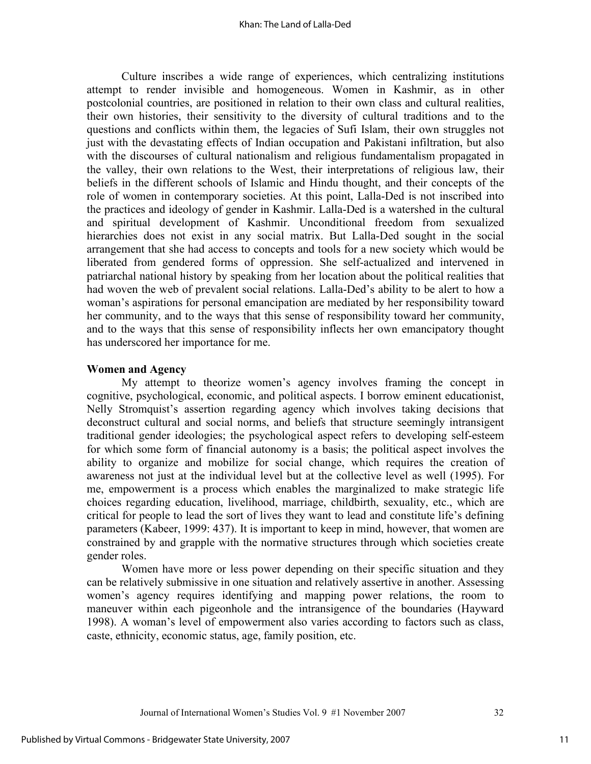Culture inscribes a wide range of experiences, which centralizing institutions attempt to render invisible and homogeneous. Women in Kashmir, as in other postcolonial countries, are positioned in relation to their own class and cultural realities, their own histories, their sensitivity to the diversity of cultural traditions and to the questions and conflicts within them, the legacies of Sufi Islam, their own struggles not just with the devastating effects of Indian occupation and Pakistani infiltration, but also with the discourses of cultural nationalism and religious fundamentalism propagated in the valley, their own relations to the West, their interpretations of religious law, their beliefs in the different schools of Islamic and Hindu thought, and their concepts of the role of women in contemporary societies. At this point, Lalla-Ded is not inscribed into the practices and ideology of gender in Kashmir. Lalla-Ded is a watershed in the cultural and spiritual development of Kashmir. Unconditional freedom from sexualized hierarchies does not exist in any social matrix. But Lalla-Ded sought in the social arrangement that she had access to concepts and tools for a new society which would be liberated from gendered forms of oppression. She self-actualized and intervened in patriarchal national history by speaking from her location about the political realities that had woven the web of prevalent social relations. Lalla-Ded's ability to be alert to how a woman's aspirations for personal emancipation are mediated by her responsibility toward her community, and to the ways that this sense of responsibility toward her community, and to the ways that this sense of responsibility inflects her own emancipatory thought has underscored her importance for me.

**Women and Agency**

My attempt to theorize women's agency involves framing the concept in cognitive, psychological, economic, and political aspects. I borrow eminent educationist, Nelly Stromquist's assertion regarding agency which involves taking decisions that deconstruct cultural and social norms, and beliefs that structure seemingly intransigent traditional gender ideologies; the psychological aspect refers to developing self-esteem for which some form of financial autonomy is a basis; the political aspect involves the ability to organize and mobilize for social change, which requires the creation of awareness not just at the individual level but at the collective level as well (1995). For me, empowerment is a process which enables the marginalized to make strategic life choices regarding education, livelihood, marriage, childbirth, sexuality, etc., which are critical for people to lead the sort of lives they want to lead and constitute life's defining parameters (Kabeer, 1999: 437). It is important to keep in mind, however, that women are constrained by and grapple with the normative structures through which societies create gender roles.

Women have more or less power depending on their specific situation and they can be relatively submissive in one situation and relatively assertive in another. Assessing women's agency requires identifying and mapping power relations, the room to maneuver within each pigeonhole and the intransigence of the boundaries (Hayward 1998). A woman's level of empowerment also varies according to factors such as class, caste, ethnicity, economic status, age, family position, etc.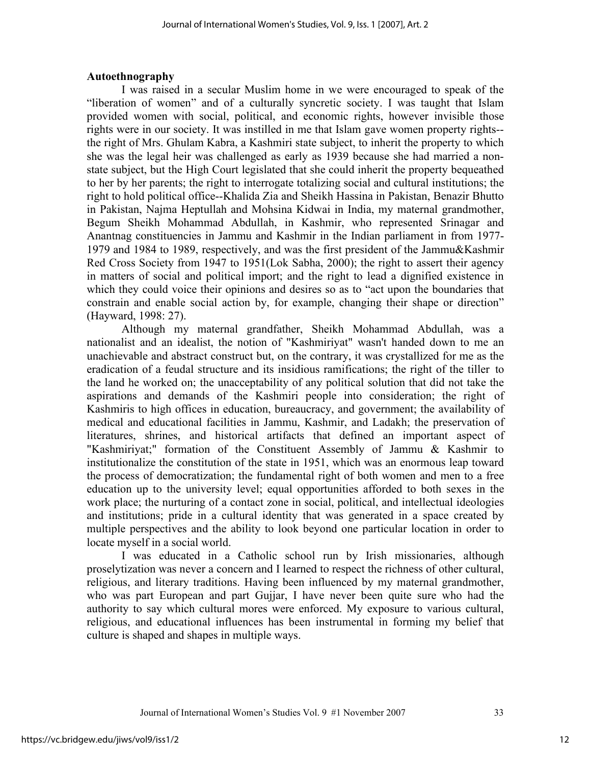**Autoethnography**

I was raised in a secular Muslim home in we were encouraged to speak of the "liberation of women" and of a culturally syncretic society. I was taught that Islam provided women with social, political, and economic rights, however invisible those rights were in our society. It was instilled in me that Islam gave women property rights--the right of Mrs. Ghulam Kabra, a Kashmiri state subject, to inherit the property to which she was the legal heir was challenged as early as 1939 because she had married a non-state subject, but the High Court legislated that she could inherit the property bequeathed to her by her parents; the right to interrogate totalizing social and cultural institutions; the right to hold political office--Khalida Zia and Sheikh Hassina in Pakistan, Benazir Bhutto in Pakistan, Najma Heptullah and Mohsina Kidwai in India, my maternal grandmother, Begum Sheikh Mohammad Abdullah, in Kashmir, who represented Srinagar and Anantnag constituencies in Jammu and Kashmir in the Indian parliament in from 1977-1979 and 1984 to 1989, respectively, and was the first president of the Jammu&Kashmir Red Cross Society from 1947 to 1951(Lok Sabha, 2000); the right to assert their agency in matters of social and political import; and the right to lead a dignified existence in which they could voice their opinions and desires so as to "act upon the boundaries that constrain and enable social action by, for example, changing their shape or direction" (Hayward, 1998: 27).

Although my maternal grandfather, Sheikh Mohammad Abdullah, was a nationalist and an idealist, the notion of "Kashmiriyat" wasn't handed down to me an unachievable and abstract construct but, on the contrary, it was crystallized for me as the eradication of a feudal structure and its insidious ramifications; the right of the tiller to the land he worked on; the unacceptability of any political solution that did not take the aspirations and demands of the Kashmiri people into consideration; the right of Kashmiris to high offices in education, bureaucracy, and government; the availability of medical and educational facilities in Jammu, Kashmir, and Ladakh; the preservation of literatures, shrines, and historical artifacts that defined an important aspect of "Kashmiriyat;" formation of the Constituent Assembly of Jammu & Kashmir to institutionalize the constitution of the state in 1951, which was an enormous leap toward the process of democratization; the fundamental right of both women and men to a free education up to the university level; equal opportunities afforded to both sexes in the work place; the nurturing of a contact zone in social, political, and intellectual ideologies and institutions; pride in a cultural identity that was generated in a space created by multiple perspectives and the ability to look beyond one particular location in order to locate myself in a social world.

I was educated in a Catholic school run by Irish missionaries, although proselytization was never a concern and I learned to respect the richness of other cultural, religious, and literary traditions. Having been influenced by my maternal grandmother, who was part European and part Gujjar, I have never been quite sure who had the authority to say which cultural mores were enforced. My exposure to various cultural, religious, and educational influences has been instrumental in forming my belief that culture is shaped and shapes in multiple ways.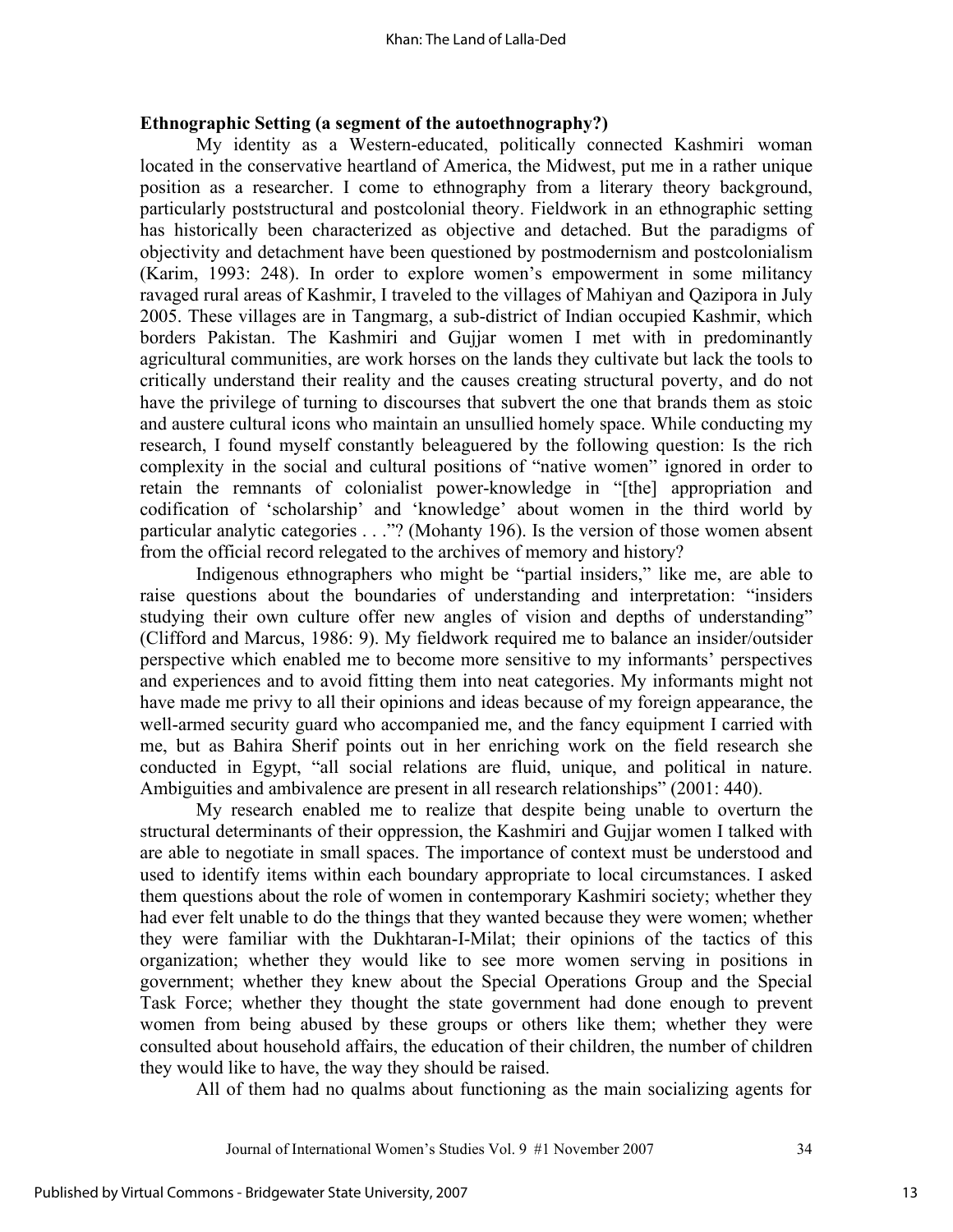**Ethnographic Setting (a segment of the autoethnography?)**

My identity as a Western-educated, politically connected Kashmiri woman located in the conservative heartland of America, the Midwest, put me in a rather unique position as a researcher. I come to ethnography from a literary theory background, particularly poststructural and postcolonial theory. Fieldwork in an ethnographic setting has historically been characterized as objective and detached. But the paradigms of objectivity and detachment have been questioned by postmodernism and postcolonialism (Karim, 1993: 248). In order to explore women's empowerment in some militancy ravaged rural areas of Kashmir, I traveled to the villages of Mahiyan and Qazipora in July 2005. These villages are in Tangmarg, a sub-district of Indian occupied Kashmir, which borders Pakistan. The Kashmiri and Gujjar women I met with in predominantly agricultural communities, are work horses on the lands they cultivate but lack the tools to critically understand their reality and the causes creating structural poverty, and do not have the privilege of turning to discourses that subvert the one that brands them as stoic and austere cultural icons who maintain an unsullied homely space. While conducting my research, I found myself constantly beleaguered by the following question: Is the rich complexity in the social and cultural positions of "native women" ignored in order to retain the remnants of colonialist power-knowledge in "[the] appropriation and codification of 'scholarship' and 'knowledge' about women in the third world by particular analytic categories . . ."? (Mohanty 196). Is the version of those women absent from the official record relegated to the archives of memory and history?

Indigenous ethnographers who might be "partial insiders," like me, are able to raise questions about the boundaries of understanding and interpretation: "insiders studying their own culture offer new angles of vision and depths of understanding" (Clifford and Marcus, 1986: 9). My fieldwork required me to balance an insider/outsider perspective which enabled me to become more sensitive to my informants' perspectives and experiences and to avoid fitting them into neat categories. My informants might not have made me privy to all their opinions and ideas because of my foreign appearance, the well-armed security guard who accompanied me, and the fancy equipment I carried with me, but as Bahira Sherif points out in her enriching work on the field research she conducted in Egypt, "all social relations are fluid, unique, and political in nature. Ambiguities and ambivalence are present in all research relationships" (2001: 440).

My research enabled me to realize that despite being unable to overturn the structural determinants of their oppression, the Kashmiri and Gujjar women I talked with are able to negotiate in small spaces. The importance of context must be understood and used to identify items within each boundary appropriate to local circumstances. I asked them questions about the role of women in contemporary Kashmiri society; whether they had ever felt unable to do the things that they wanted because they were women; whether they were familiar with the Dukhtaran-I-Milat; their opinions of the tactics of this organization; whether they would like to see more women serving in positions in government; whether they knew about the Special Operations Group and the Special Task Force; whether they thought the state government had done enough to prevent women from being abused by these groups or others like them; whether they were consulted about household affairs, the education of their children, the number of children they would like to have, the way they should be raised.

All of them had no qualms about functioning as the main socializing agents for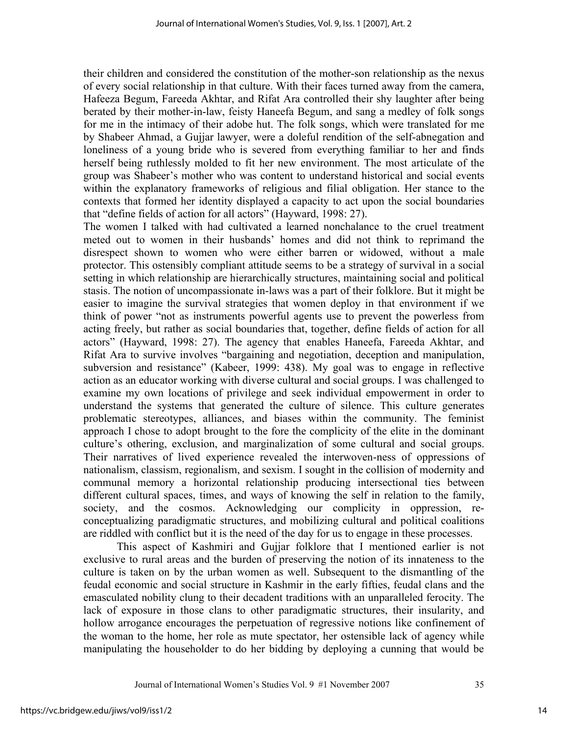their children and considered the constitution of the mother-son relationship as the nexus of every social relationship in that culture. With their faces turned away from the camera, Hafeeza Begum, Fareeda Akhtar, and Rifat Ara controlled their shy laughter after being berated by their mother-in-law, feisty Haneefa Begum, and sang a medley of folk songs for me in the intimacy of their adobe hut. The folk songs, which were translated for me by Shabeer Ahmad, a Gujjar lawyer, were a doleful rendition of the self-abnegation and loneliness of a young bride who is severed from everything familiar to her and finds herself being ruthlessly molded to fit her new environment. The most articulate of the group was Shabeer's mother who was content to understand historical and social events within the explanatory frameworks of religious and filial obligation. Her stance to the contexts that formed her identity displayed a capacity to act upon the social boundaries that "define fields of action for all actors" (Hayward, 1998: 27).

The women I talked with had cultivated a learned nonchalance to the cruel treatment meted out to women in their husbands' homes and did not think to reprimand the disrespect shown to women who were either barren or widowed, without a male protector. This ostensibly compliant attitude seems to be a strategy of survival in a social setting in which relationship are hierarchically structures, maintaining social and political stasis. The notion of uncompassionate in-laws was a part of their folklore. But it might be easier to imagine the survival strategies that women deploy in that environment if we think of power "not as instruments powerful agents use to prevent the powerless from acting freely, but rather as social boundaries that, together, define fields of action for all actors" (Hayward, 1998: 27). The agency that enables Haneefa, Fareeda Akhtar, and Rifat Ara to survive involves "bargaining and negotiation, deception and manipulation, subversion and resistance" (Kabeer, 1999: 438). My goal was to engage in reflective action as an educator working with diverse cultural and social groups. I was challenged to examine my own locations of privilege and seek individual empowerment in order to understand the systems that generated the culture of silence. This culture generates problematic stereotypes, alliances, and biases within the community. The feminist approach I chose to adopt brought to the fore the complicity of the elite in the dominant culture's othering, exclusion, and marginalization of some cultural and social groups. Their narratives of lived experience revealed the interwoven-ness of oppressions of nationalism, classism, regionalism, and sexism. I sought in the collision of modernity and communal memory a horizontal relationship producing intersectional ties between different cultural spaces, times, and ways of knowing the self in relation to the family, society, and the cosmos. Acknowledging our complicity in oppression, re-conceptualizing paradigmatic structures, and mobilizing cultural and political coalitions are riddled with conflict but it is the need of the day for us to engage in these processes.

This aspect of Kashmiri and Gujjar folklore that I mentioned earlier is not exclusive to rural areas and the burden of preserving the notion of its innateness to the culture is taken on by the urban women as well. Subsequent to the dismantling of the feudal economic and social structure in Kashmir in the early fifties, feudal clans and the emasculated nobility clung to their decadent traditions with an unparalleled ferocity. The lack of exposure in those clans to other paradigmatic structures, their insularity, and hollow arrogance encourages the perpetuation of regressive notions like confinement of the woman to the home, her role as mute spectator, her ostensible lack of agency while manipulating the householder to do her bidding by deploying a cunning that would be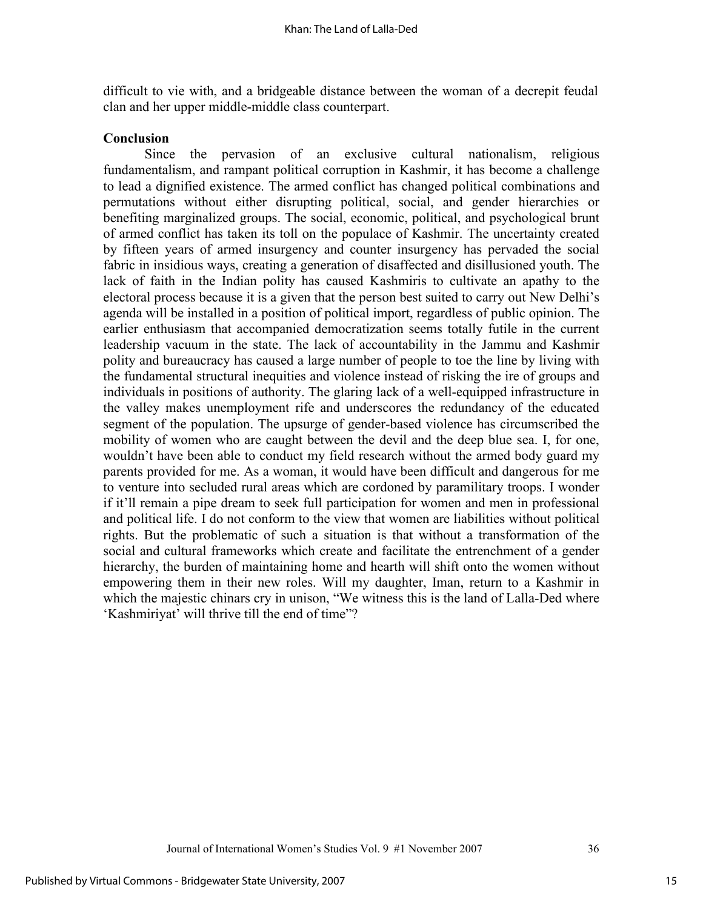difficult to vie with, and a bridgeable distance between the woman of a decrepit feudal clan and her upper middle-middle class counterpart.

## Conclusion

Since the pervasion of an exclusive cultural nationalism, religious fundamentalism, and rampant political corruption in Kashmir, it has become a challenge to lead a dignified existence. The armed conflict has changed political combinations and permutations without either disrupting political, social, and gender hierarchies or benefiting marginalized groups. The social, economic, political, and psychological brunt of armed conflict has taken its toll on the populace of Kashmir. The uncertainty created by fifteen years of armed insurgency and counter insurgency has pervaded the social fabric in insidious ways, creating a generation of disaffected and disillusioned youth. The lack of faith in the Indian polity has caused Kashmiris to cultivate an apathy to the electoral process because it is a given that the person best suited to carry out New Delhi's agenda will be installed in a position of political import, regardless of public opinion. The earlier enthusiasm that accompanied democratization seems totally futile in the current leadership vacuum in the state. The lack of accountability in the Jammu and Kashmir polity and bureaucracy has caused a large number of people to toe the line by living with the fundamental structural inequities and violence instead of risking the ire of groups and individuals in positions of authority. The glaring lack of a well-equipped infrastructure in the valley makes unemployment rife and underscores the redundancy of the educated segment of the population. The upsurge of gender-based violence has circumscribed the mobility of women who are caught between the devil and the deep blue sea. I, for one, wouldn't have been able to conduct my field research without the armed body guard my parents provided for me. As a woman, it would have been difficult and dangerous for me to venture into secluded rural areas which are cordoned by paramilitary troops. I wonder if it'll remain a pipe dream to seek full participation for women and men in professional and political life. I do not conform to the view that women are liabilities without political rights. But the problematic of such a situation is that without a transformation of the social and cultural frameworks which create and facilitate the entrenchment of a gender hierarchy, the burden of maintaining home and hearth will shift onto the women without empowering them in their new roles. Will my daughter, Iman, return to a Kashmir in which the majestic chinars cry in unison, "We witness this is the land of Lalla-Ded where 'Kashmiriyat' will thrive till the end of time"?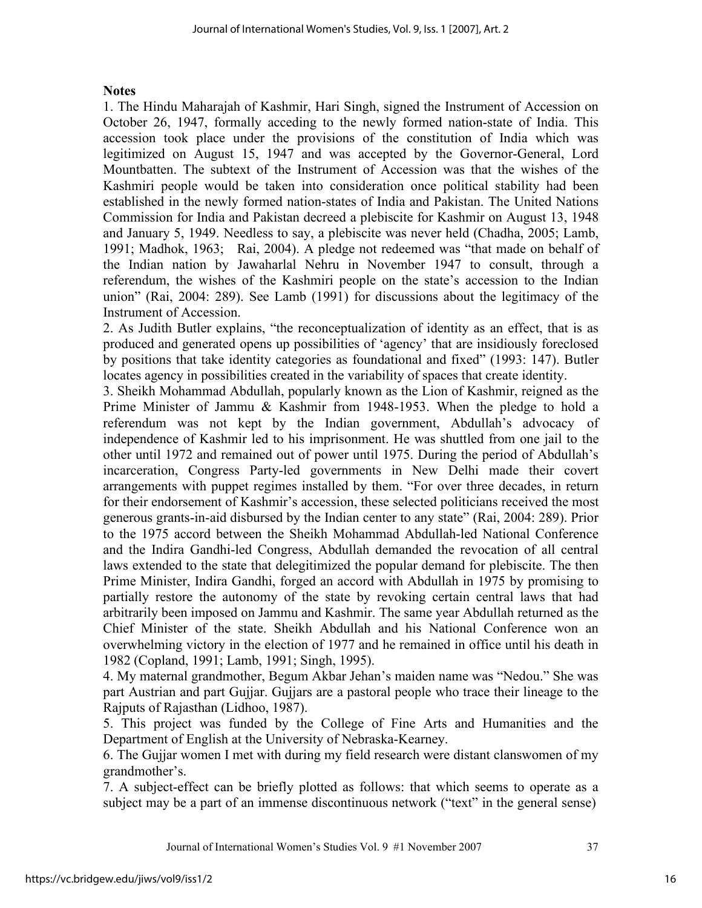**Notes**

1. The Hindu Maharajah of Kashmir, Hari Singh, signed the Instrument of Accession on October 26, 1947, formally acceding to the newly formed nation-state of India. This accession took place under the provisions of the constitution of India which was legitimized on August 15, 1947 and was accepted by the Governor-General, Lord Mountbatten. The subtext of the Instrument of Accession was that the wishes of the Kashmiri people would be taken into consideration once political stability had been established in the newly formed nation-states of India and Pakistan. The United Nations Commission for India and Pakistan decreed a plebiscite for Kashmir on August 13, 1948 and January 5, 1949. Needless to say, a plebiscite was never held (Chadha, 2005; Lamb, 1991; Madhok, 1963; Rai, 2004). A pledge not redeemed was "that made on behalf of the Indian nation by Jawaharlal Nehru in November 1947 to consult, through a referendum, the wishes of the Kashmiri people on the state's accession to the Indian union" (Rai, 2004: 289). See Lamb (1991) for discussions about the legitimacy of the Instrument of Accession.
2. As Judith Butler explains, "the reconceptualization of identity as an effect, that is as produced and generated opens up possibilities of 'agency' that are insidiously foreclosed by positions that take identity categories as foundational and fixed" (1993: 147). Butler locates agency in possibilities created in the variability of spaces that create identity.
3. Sheikh Mohammad Abdullah, popularly known as the Lion of Kashmir, reigned as the Prime Minister of Jammu & Kashmir from 1948-1953. When the pledge to hold a referendum was not kept by the Indian government, Abdullah's advocacy of independence of Kashmir led to his imprisonment. He was shuttled from one jail to the other until 1972 and remained out of power until 1975. During the period of Abdullah's incarceration, Congress Party-led governments in New Delhi made their covert arrangements with puppet regimes installed by them. "For over three decades, in return for their endorsement of Kashmir's accession, these selected politicians received the most generous grants-in-aid disbursed by the Indian center to any state" (Rai, 2004: 289). Prior to the 1975 accord between the Sheikh Mohammad Abdullah-led National Conference and the Indira Gandhi-led Congress, Abdullah demanded the revocation of all central laws extended to the state that delegitimized the popular demand for plebiscite. The then Prime Minister, Indira Gandhi, forged an accord with Abdullah in 1975 by promising to partially restore the autonomy of the state by revoking certain central laws that had arbitrarily been imposed on Jammu and Kashmir. The same year Abdullah returned as the Chief Minister of the state. Sheikh Abdullah and his National Conference won an overwhelming victory in the election of 1977 and he remained in office until his death in 1982 (Copland, 1991; Lamb, 1991; Singh, 1995).
4. My maternal grandmother, Begum Akbar Jehan's maiden name was "Nedou." She was part Austrian and part Gujjar. Gujjars are a pastoral people who trace their lineage to the Rajputs of Rajasthan (Lidhoo, 1987).
5. This project was funded by the College of Fine Arts and Humanities and the Department of English at the University of Nebraska-Kearney.
6. The Gujjar women I met with during my field research were distant clanswomen of my grandmother's.
7. A subject-effect can be briefly plotted as follows: that which seems to operate as a subject may be a part of an immense discontinuous network ("text" in the general sense)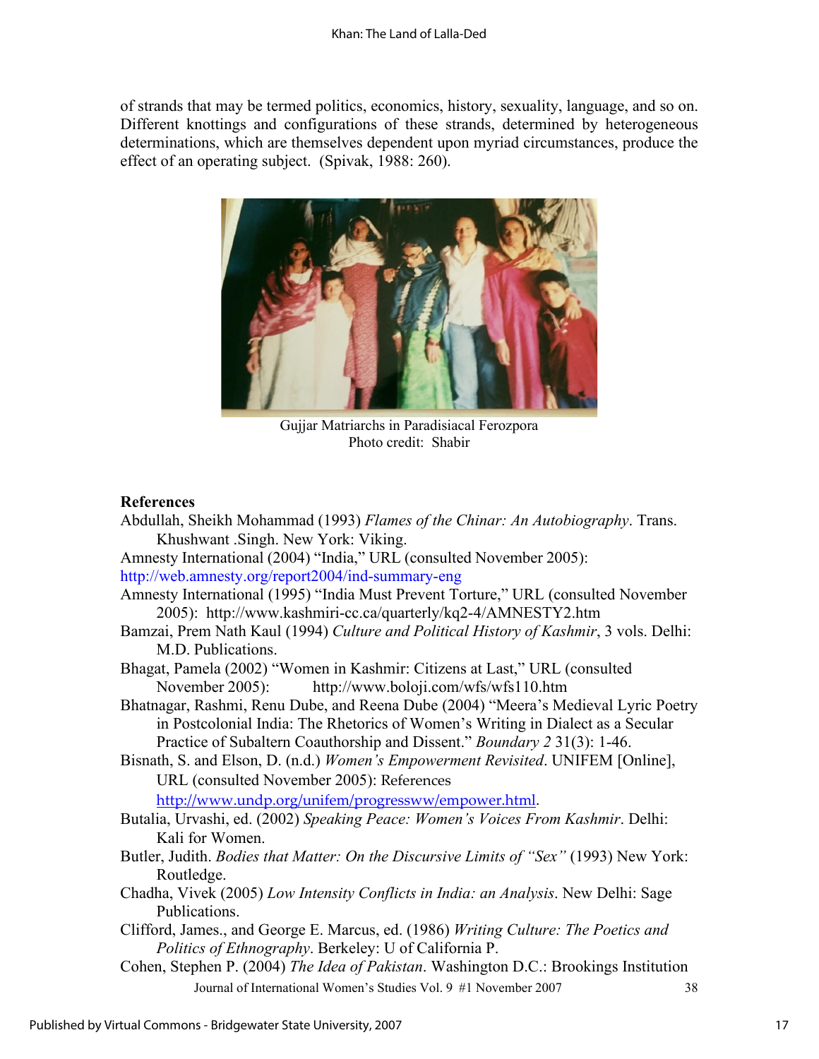of strands that may be termed politics, economics, history, sexuality, language, and so on. Different knottings and configurations of these strands, determined by heterogeneous determinations, which are themselves dependent upon myriad circumstances, produce the effect of an operating subject. (Spivak, 1988: 260).

Gujjar Matriarchs in Paradisiacal Ferozpora
Photo credit: Shabir

**References**

Abdullah, Sheikh Mohammad (1993) *Flames of the Chinar: An Autobiography*. Trans. Khushwant .Singh. New York: Viking.

Amnesty International (2004) "India," URL (consulted November 2005): http://web.amnesty.org/report2004/ind-summary-eng

Amnesty International (1995) "India Must Prevent Torture," URL (consulted November 2005): http://www.kashmiri-cc.ca/quarterly/kq2-4/AMNESTY2.htm

Bamzai, Prem Nath Kaul (1994) *Culture and Political History of Kashmir*, 3 vols. Delhi: M.D. Publications.

Bhagat, Pamela (2002) "Women in Kashmir: Citizens at Last," URL (consulted November 2005): http://www.boloji.com/wfs/wfs110.htm

Bhatnagar, Rashmi, Renu Dube, and Reena Dube (2004) "Meera's Medieval Lyric Poetry in Postcolonial India: The Rhetorics of Women's Writing in Dialect as a Secular Practice of Subaltern Coauthorship and Dissent." *Boundary 2* 31(3): 1-46.

Bisnath, S. and Elson, D. (n.d.) *Women's Empowerment Revisited*. UNIFEM [Online], URL (consulted November 2005): References http://www.undp.org/unifem/progressww/empower.html.

Butalia, Urvashi, ed. (2002) *Speaking Peace: Women's Voices From Kashmir*. Delhi: Kali for Women.

Butler, Judith. *Bodies that Matter: On the Discursive Limits of "Sex"* (1993) New York: Routledge.

Chadha, Vivek (2005) *Low Intensity Conflicts in India: an Analysis*. New Delhi: Sage Publications.

Clifford, James., and George E. Marcus, ed. (1986) *Writing Culture: The Poetics and Politics of Ethnography*. Berkeley: U of California P.

Cohen, Stephen P. (2004) *The Idea of Pakistan*. Washington D.C.: Brookings Institution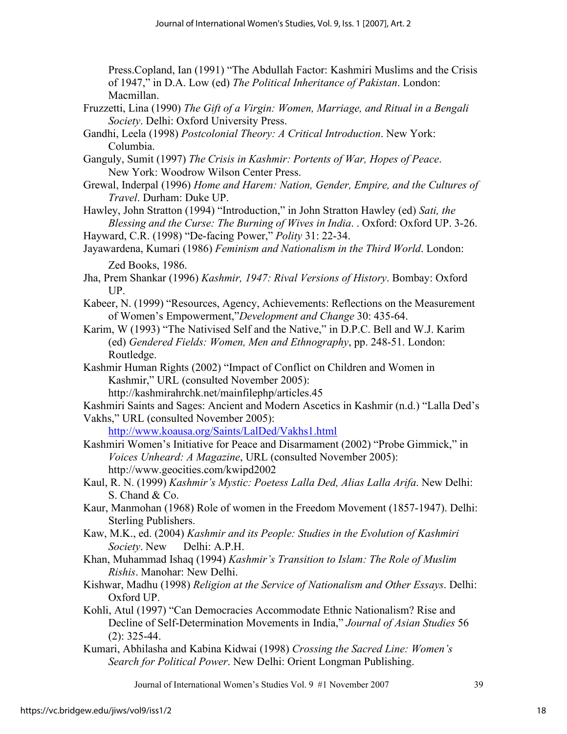Press.Copland, Ian (1991) "The Abdullah Factor: Kashmiri Muslims and the Crisis of 1947," in D.A. Low (ed) *The Political Inheritance of Pakistan*. London: Macmillan.

Fruzzetti, Lina (1990) *The Gift of a Virgin: Women, Marriage, and Ritual in a Bengali Society*. Delhi: Oxford University Press.

Gandhi, Leela (1998) *Postcolonial Theory: A Critical Introduction*. New York: Columbia.

Ganguly, Sumit (1997) *The Crisis in Kashmir: Portents of War, Hopes of Peace*. New York: Woodrow Wilson Center Press.

Grewal, Inderpal (1996) *Home and Harem: Nation, Gender, Empire, and the Cultures of Travel*. Durham: Duke UP.

Hawley, John Stratton (1994) "Introduction," in John Stratton Hawley (ed) *Sati, the Blessing and the Curse: The Burning of Wives in India*. . Oxford: Oxford UP. 3-26.

Hayward, C.R. (1998) "De-facing Power," *Polity* 31: 22-34.

Jayawardena, Kumari (1986) *Feminism and Nationalism in the Third World*. London: Zed Books, 1986.

Jha, Prem Shankar (1996) *Kashmir, 1947: Rival Versions of History*. Bombay: Oxford UP.

Kabeer, N. (1999) "Resources, Agency, Achievements: Reflections on the Measurement of Women's Empowerment,"*Development and Change* 30: 435-64.

Karim, W (1993) "The Nativised Self and the Native," in D.P.C. Bell and W.J. Karim (ed) *Gendered Fields: Women, Men and Ethnography*, pp. 248-51. London: Routledge.

Kashmir Human Rights (2002) "Impact of Conflict on Children and Women in Kashmir," URL (consulted November 2005): http://kashmirahrchk.net/mainfilephp/articles.45

Kashmiri Saints and Sages: Ancient and Modern Ascetics in Kashmir (n.d.) "Lalla Ded's Vakhs," URL (consulted November 2005): http://www.koausa.org/Saints/LalDed/Vakhs1.html

Kashmiri Women's Initiative for Peace and Disarmament (2002) "Probe Gimmick," in *Voices Unheard: A Magazine*, URL (consulted November 2005): http://www.geocities.com/kwipd2002

Kaul, R. N. (1999) *Kashmir's Mystic: Poetess Lalla Ded, Alias Lalla Arifa*. New Delhi: S. Chand & Co.

Kaur, Manmohan (1968) Role of women in the Freedom Movement (1857-1947). Delhi: Sterling Publishers.

Kaw, M.K., ed. (2004) *Kashmir and its People: Studies in the Evolution of Kashmiri Society*. New Delhi: A.P.H.

Khan, Muhammad Ishaq (1994) *Kashmir's Transition to Islam: The Role of Muslim Rishis*. Manohar: New Delhi.

Kishwar, Madhu (1998) *Religion at the Service of Nationalism and Other Essays*. Delhi: Oxford UP.

Kohli, Atul (1997) "Can Democracies Accommodate Ethnic Nationalism? Rise and Decline of Self-Determination Movements in India," *Journal of Asian Studies* 56 (2): 325-44.

Kumari, Abhilasha and Kabina Kidwai (1998) *Crossing the Sacred Line: Women's Search for Political Power*. New Delhi: Orient Longman Publishing.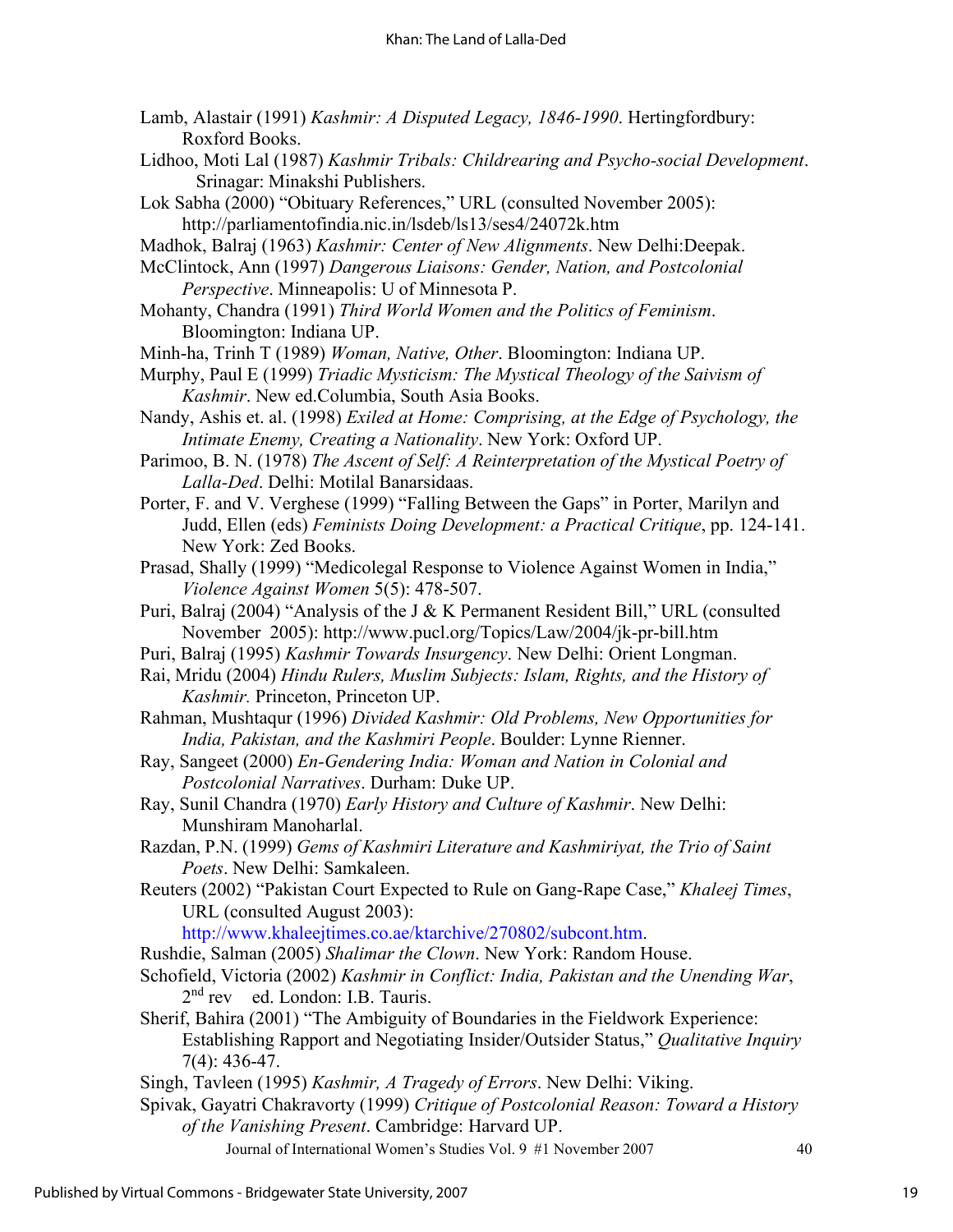Lamb, Alastair (1991) *Kashmir: A Disputed Legacy, 1846-1990*. Hertingfordbury: Roxford Books.

Lidhoo, Moti Lal (1987) *Kashmir Tribals: Childrearing and Psycho-social Development*. Srinagar: Minakshi Publishers.

Lok Sabha (2000) "Obituary References," URL (consulted November 2005): http://parliamentofindia.nic.in/lsdeb/ls13/ses4/24072k.htm

Madhok, Balraj (1963) *Kashmir: Center of New Alignments*. New Delhi:Deepak.

McClintock, Ann (1997) *Dangerous Liaisons: Gender, Nation, and Postcolonial Perspective*. Minneapolis: U of Minnesota P.

Mohanty, Chandra (1991) *Third World Women and the Politics of Feminism*. Bloomington: Indiana UP.

Minh-ha, Trinh T (1989) *Woman, Native, Other*. Bloomington: Indiana UP.

Murphy, Paul E (1999) *Triadic Mysticism: The Mystical Theology of the Saivism of Kashmir*. New ed.Columbia, South Asia Books.

Nandy, Ashis et. al. (1998) *Exiled at Home: Comprising, at the Edge of Psychology, the Intimate Enemy, Creating a Nationality*. New York: Oxford UP.

Parimoo, B. N. (1978) *The Ascent of Self: A Reinterpretation of the Mystical Poetry of Lalla-Ded*. Delhi: Motilal Banarsidaas.

Porter, F. and V. Verghese (1999) "Falling Between the Gaps" in Porter, Marilyn and Judd, Ellen (eds) *Feminists Doing Development: a Practical Critique*, pp. 124-141. New York: Zed Books.

Prasad, Shally (1999) "Medicolegal Response to Violence Against Women in India," *Violence Against Women* 5(5): 478-507.

Puri, Balraj (2004) "Analysis of the J & K Permanent Resident Bill," URL (consulted November 2005): http://www.pucl.org/Topics/Law/2004/jk-pr-bill.htm

Puri, Balraj (1995) *Kashmir Towards Insurgency*. New Delhi: Orient Longman.

Rai, Mridu (2004) *Hindu Rulers, Muslim Subjects: Islam, Rights, and the History of Kashmir.* Princeton, Princeton UP.

Rahman, Mushtaqur (1996) *Divided Kashmir: Old Problems, New Opportunities for India, Pakistan, and the Kashmiri People*. Boulder: Lynne Rienner.

Ray, Sangeet (2000) *En-Gendering India: Woman and Nation in Colonial and Postcolonial Narratives*. Durham: Duke UP.

Ray, Sunil Chandra (1970) *Early History and Culture of Kashmir*. New Delhi: Munshiram Manoharlal.

Razdan, P.N. (1999) *Gems of Kashmiri Literature and Kashmiriyat, the Trio of Saint Poets*. New Delhi: Samkaleen.

Reuters (2002) "Pakistan Court Expected to Rule on Gang-Rape Case," *Khaleej Times*, URL (consulted August 2003): http://www.khaleejtimes.co.ae/ktarchive/270802/subcont.htm.

Rushdie, Salman (2005) *Shalimar the Clown*. New York: Random House.

Schofield, Victoria (2002) *Kashmir in Conflict: India, Pakistan and the Unending War*, 2nd rev ed. London: I.B. Tauris.

Sherif, Bahira (2001) "The Ambiguity of Boundaries in the Fieldwork Experience: Establishing Rapport and Negotiating Insider/Outsider Status," *Qualitative Inquiry* 7(4): 436-47.

Singh, Tavleen (1995) *Kashmir, A Tragedy of Errors*. New Delhi: Viking.

Spivak, Gayatri Chakravorty (1999) *Critique of Postcolonial Reason: Toward a History of the Vanishing Present*. Cambridge: Harvard UP.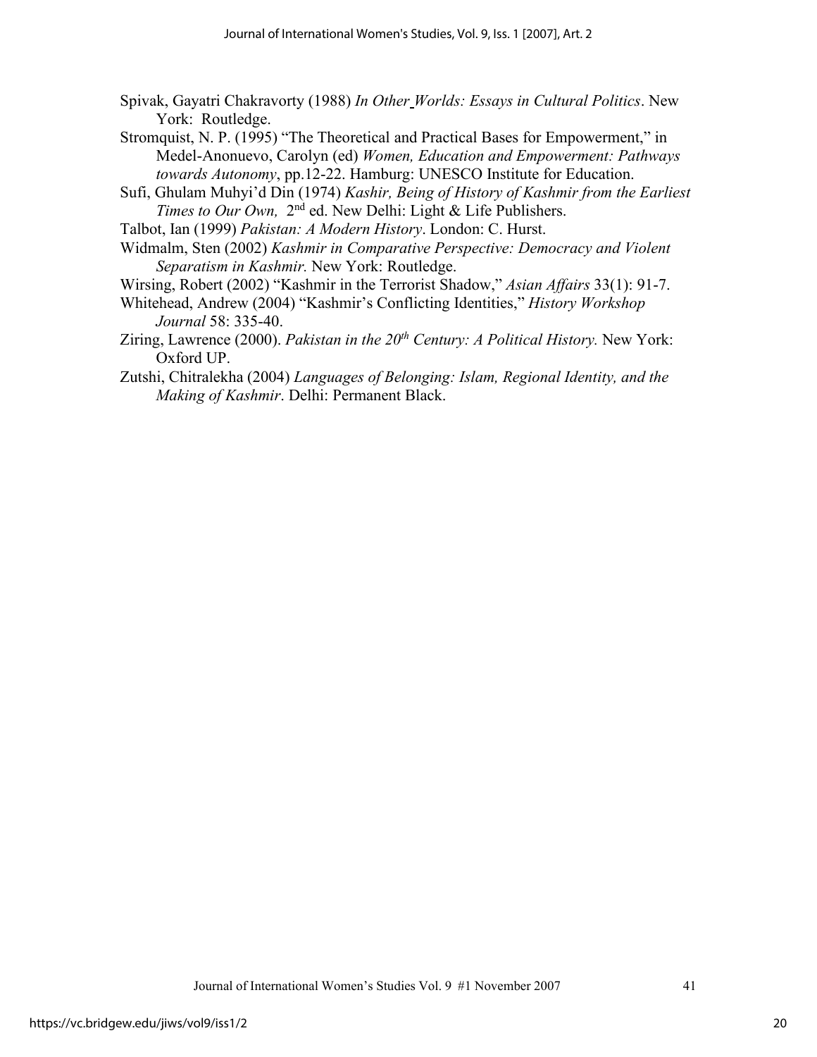Spivak, Gayatri Chakravorty (1988) *In Other Worlds: Essays in Cultural Politics*. New York: Routledge.

Stromquist, N. P. (1995) "The Theoretical and Practical Bases for Empowerment," in Medel-Anonuevo, Carolyn (ed) *Women, Education and Empowerment: Pathways towards Autonomy*, pp.12-22. Hamburg: UNESCO Institute for Education.

Sufi, Ghulam Muhyi'd Din (1974) *Kashir, Being of History of Kashmir from the Earliest Times to Our Own,* 2nd ed. New Delhi: Light & Life Publishers.

Talbot, Ian (1999) *Pakistan: A Modern History*. London: C. Hurst.

Widmalm, Sten (2002) *Kashmir in Comparative Perspective: Democracy and Violent Separatism in Kashmir.* New York: Routledge.

Wirsing, Robert (2002) "Kashmir in the Terrorist Shadow," *Asian Affairs* 33(1): 91-7.

Whitehead, Andrew (2004) "Kashmir's Conflicting Identities," *History Workshop Journal* 58: 335-40.

Ziring, Lawrence (2000). *Pakistan in the 20th Century: A Political History.* New York: Oxford UP.

Zutshi, Chitralekha (2004) *Languages of Belonging: Islam, Regional Identity, and the Making of Kashmir*. Delhi: Permanent Black.